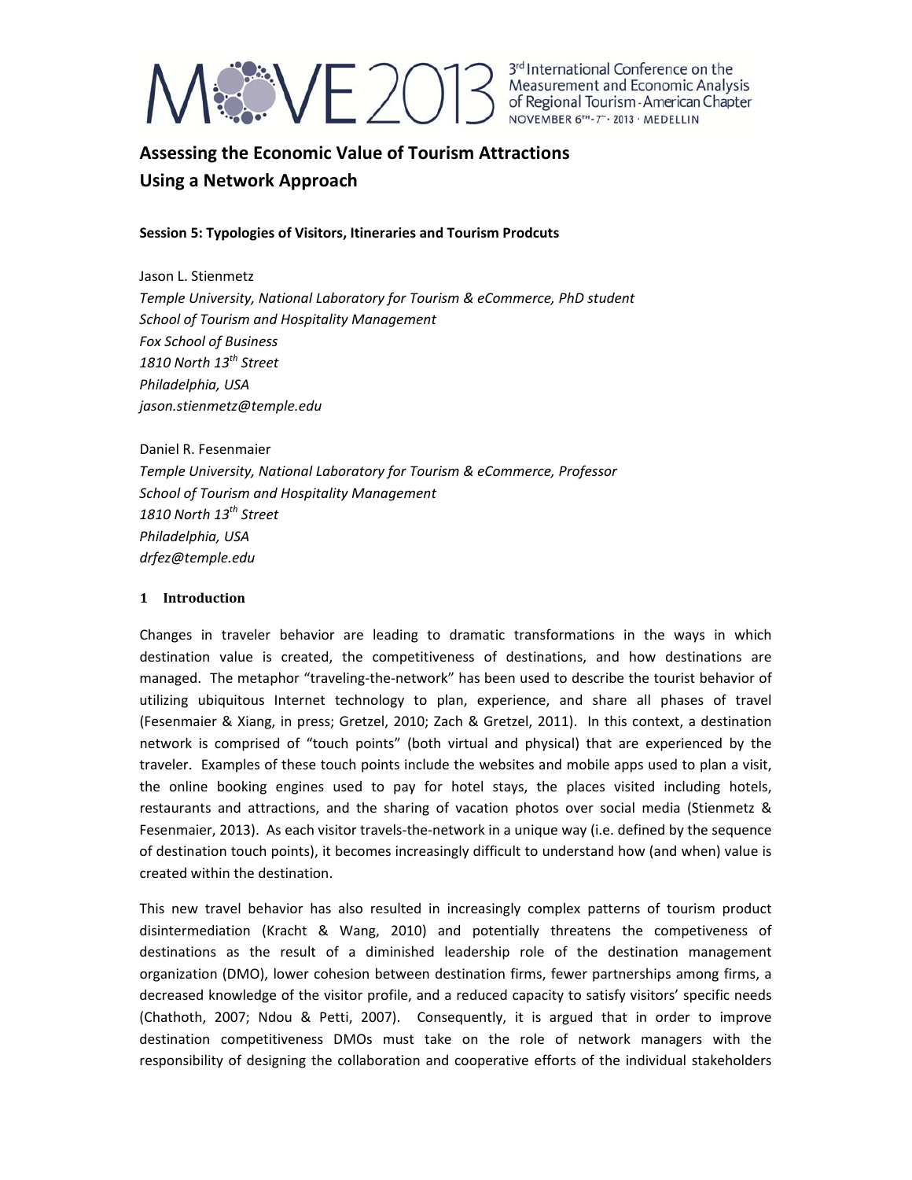# Assessing the Economic Value of Tourism Attractions Using a Network Approach

**Session 5: Typologies of Visitors, Itineraries and Tourism Prodcuts**

Jason L. Stienmetz
*Temple University, National Laboratory for Tourism & eCommerce, PhD student*
*School of Tourism and Hospitality Management*
*Fox School of Business*
*1810 North 13th Street*
*Philadelphia, USA*
*jason.stienmetz@temple.edu*

Daniel R. Fesenmaier
*Temple University, National Laboratory for Tourism & eCommerce, Professor*
*School of Tourism and Hospitality Management*
*1810 North 13th Street*
*Philadelphia, USA*
*drfez@temple.edu*

## 1 Introduction

Changes in traveler behavior are leading to dramatic transformations in the ways in which destination value is created, the competitiveness of destinations, and how destinations are managed. The metaphor "traveling-the-network" has been used to describe the tourist behavior of utilizing ubiquitous Internet technology to plan, experience, and share all phases of travel (Fesenmaier & Xiang, in press; Gretzel, 2010; Zach & Gretzel, 2011). In this context, a destination network is comprised of "touch points" (both virtual and physical) that are experienced by the traveler. Examples of these touch points include the websites and mobile apps used to plan a visit, the online booking engines used to pay for hotel stays, the places visited including hotels, restaurants and attractions, and the sharing of vacation photos over social media (Stienmetz & Fesenmaier, 2013). As each visitor travels-the-network in a unique way (i.e. defined by the sequence of destination touch points), it becomes increasingly difficult to understand how (and when) value is created within the destination.

This new travel behavior has also resulted in increasingly complex patterns of tourism product disintermediation (Kracht & Wang, 2010) and potentially threatens the competiveness of destinations as the result of a diminished leadership role of the destination management organization (DMO), lower cohesion between destination firms, fewer partnerships among firms, a decreased knowledge of the visitor profile, and a reduced capacity to satisfy visitors' specific needs (Chathoth, 2007; Ndou & Petti, 2007). Consequently, it is argued that in order to improve destination competitiveness DMOs must take on the role of network managers with the responsibility of designing the collaboration and cooperative efforts of the individual stakeholders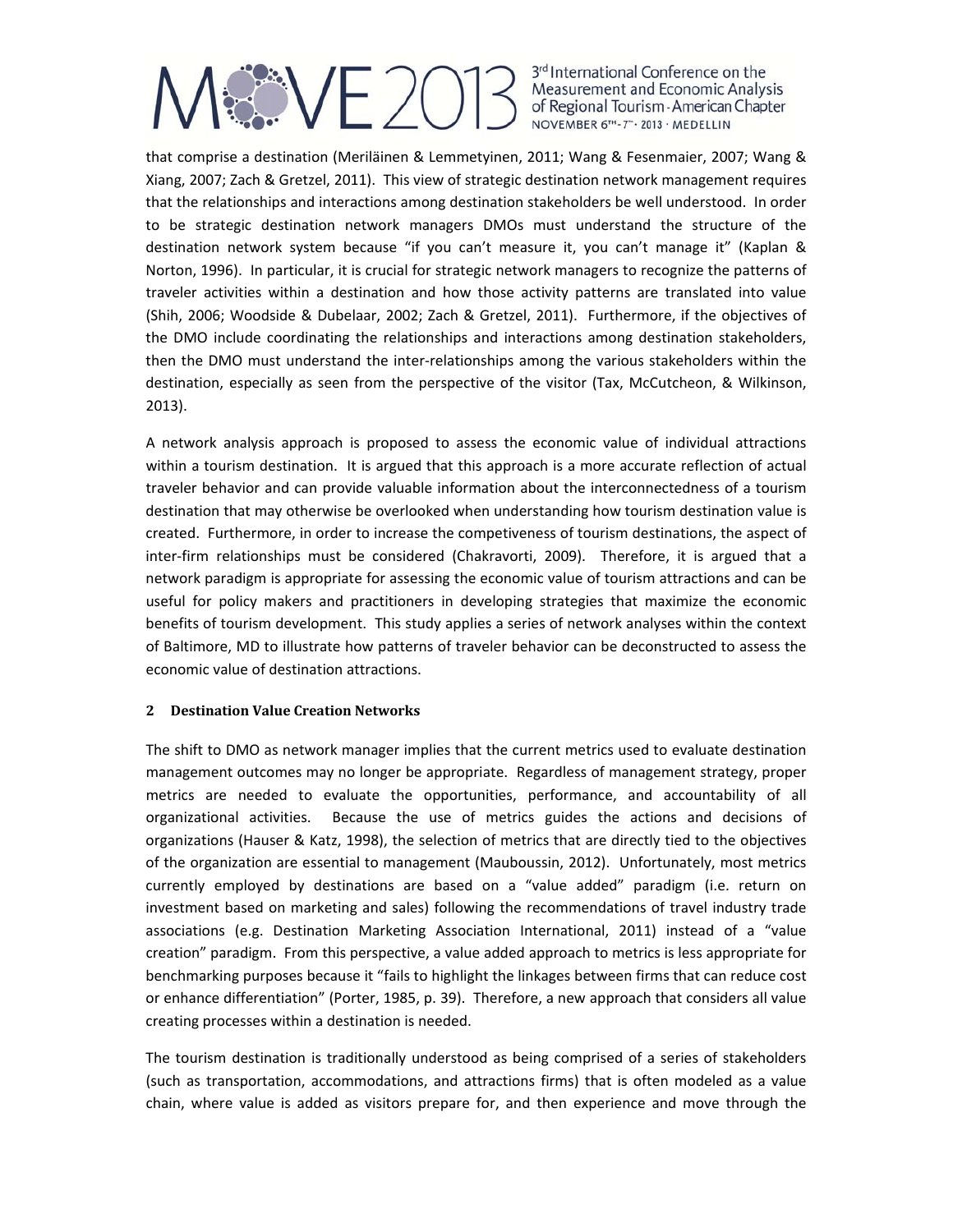that comprise a destination (Meriläinen & Lemmetyinen, 2011; Wang & Fesenmaier, 2007; Wang & Xiang, 2007; Zach & Gretzel, 2011). This view of strategic destination network management requires that the relationships and interactions among destination stakeholders be well understood. In order to be strategic destination network managers DMOs must understand the structure of the destination network system because "if you can't measure it, you can't manage it" (Kaplan & Norton, 1996). In particular, it is crucial for strategic network managers to recognize the patterns of traveler activities within a destination and how those activity patterns are translated into value (Shih, 2006; Woodside & Dubelaar, 2002; Zach & Gretzel, 2011). Furthermore, if the objectives of the DMO include coordinating the relationships and interactions among destination stakeholders, then the DMO must understand the inter-relationships among the various stakeholders within the destination, especially as seen from the perspective of the visitor (Tax, McCutcheon, & Wilkinson, 2013).

A network analysis approach is proposed to assess the economic value of individual attractions within a tourism destination. It is argued that this approach is a more accurate reflection of actual traveler behavior and can provide valuable information about the interconnectedness of a tourism destination that may otherwise be overlooked when understanding how tourism destination value is created. Furthermore, in order to increase the competiveness of tourism destinations, the aspect of inter-firm relationships must be considered (Chakravorti, 2009). Therefore, it is argued that a network paradigm is appropriate for assessing the economic value of tourism attractions and can be useful for policy makers and practitioners in developing strategies that maximize the economic benefits of tourism development. This study applies a series of network analyses within the context of Baltimore, MD to illustrate how patterns of traveler behavior can be deconstructed to assess the economic value of destination attractions.

## 2 Destination Value Creation Networks

The shift to DMO as network manager implies that the current metrics used to evaluate destination management outcomes may no longer be appropriate. Regardless of management strategy, proper metrics are needed to evaluate the opportunities, performance, and accountability of all organizational activities. Because the use of metrics guides the actions and decisions of organizations (Hauser & Katz, 1998), the selection of metrics that are directly tied to the objectives of the organization are essential to management (Mauboussin, 2012). Unfortunately, most metrics currently employed by destinations are based on a "value added" paradigm (i.e. return on investment based on marketing and sales) following the recommendations of travel industry trade associations (e.g. Destination Marketing Association International, 2011) instead of a "value creation" paradigm. From this perspective, a value added approach to metrics is less appropriate for benchmarking purposes because it "fails to highlight the linkages between firms that can reduce cost or enhance differentiation" (Porter, 1985, p. 39). Therefore, a new approach that considers all value creating processes within a destination is needed.

The tourism destination is traditionally understood as being comprised of a series of stakeholders (such as transportation, accommodations, and attractions firms) that is often modeled as a value chain, where value is added as visitors prepare for, and then experience and move through the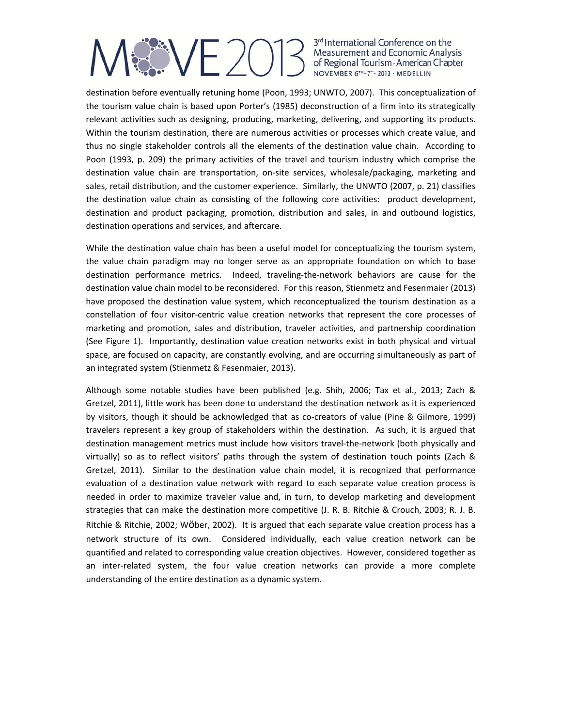destination before eventually retuning home (Poon, 1993; UNWTO, 2007). This conceptualization of the tourism value chain is based upon Porter's (1985) deconstruction of a firm into its strategically relevant activities such as designing, producing, marketing, delivering, and supporting its products. Within the tourism destination, there are numerous activities or processes which create value, and thus no single stakeholder controls all the elements of the destination value chain. According to Poon (1993, p. 209) the primary activities of the travel and tourism industry which comprise the destination value chain are transportation, on-site services, wholesale/packaging, marketing and sales, retail distribution, and the customer experience. Similarly, the UNWTO (2007, p. 21) classifies the destination value chain as consisting of the following core activities: product development, destination and product packaging, promotion, distribution and sales, in and outbound logistics, destination operations and services, and aftercare.

While the destination value chain has been a useful model for conceptualizing the tourism system, the value chain paradigm may no longer serve as an appropriate foundation on which to base destination performance metrics. Indeed, traveling-the-network behaviors are cause for the destination value chain model to be reconsidered. For this reason, Stienmetz and Fesenmaier (2013) have proposed the destination value system, which reconceptualized the tourism destination as a constellation of four visitor-centric value creation networks that represent the core processes of marketing and promotion, sales and distribution, traveler activities, and partnership coordination (See Figure 1). Importantly, destination value creation networks exist in both physical and virtual space, are focused on capacity, are constantly evolving, and are occurring simultaneously as part of an integrated system (Stienmetz & Fesenmaier, 2013).

Although some notable studies have been published (e.g. Shih, 2006; Tax et al., 2013; Zach & Gretzel, 2011), little work has been done to understand the destination network as it is experienced by visitors, though it should be acknowledged that as co-creators of value (Pine & Gilmore, 1999) travelers represent a key group of stakeholders within the destination. As such, it is argued that destination management metrics must include how visitors travel-the-network (both physically and virtually) so as to reflect visitors' paths through the system of destination touch points (Zach & Gretzel, 2011). Similar to the destination value chain model, it is recognized that performance evaluation of a destination value network with regard to each separate value creation process is needed in order to maximize traveler value and, in turn, to develop marketing and development strategies that can make the destination more competitive (J. R. B. Ritchie & Crouch, 2003; R. J. B. Ritchie & Ritchie, 2002; Wöber, 2002). It is argued that each separate value creation process has a network structure of its own. Considered individually, each value creation network can be quantified and related to corresponding value creation objectives. However, considered together as an inter-related system, the four value creation networks can provide a more complete understanding of the entire destination as a dynamic system.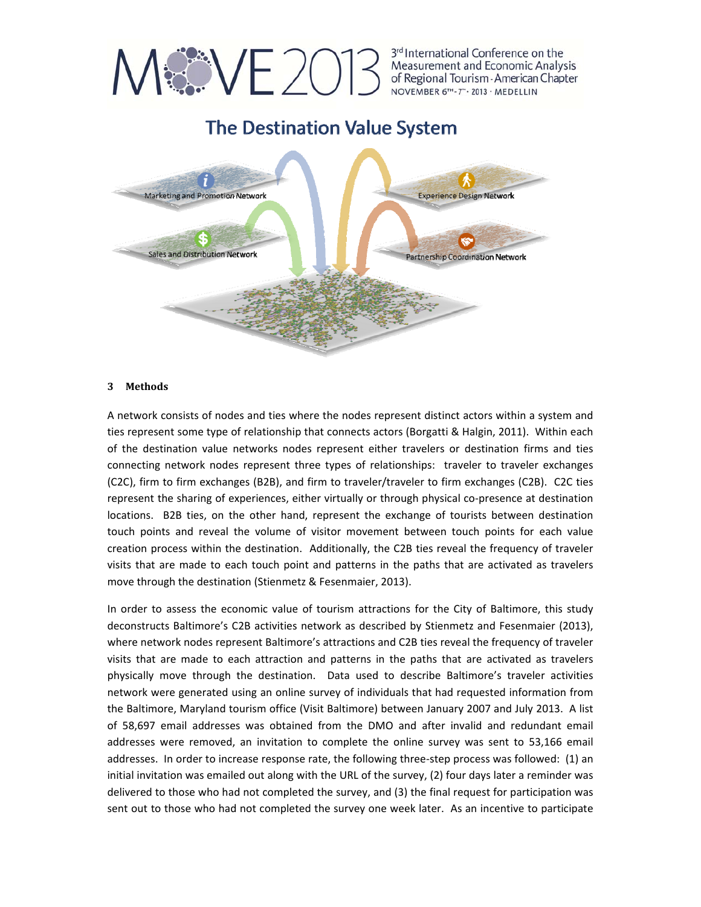## The Destination Value System

### 3 Methods

A network consists of nodes and ties where the nodes represent distinct actors within a system and ties represent some type of relationship that connects actors (Borgatti & Halgin, 2011). Within each of the destination value networks nodes represent either travelers or destination firms and ties connecting network nodes represent three types of relationships: traveler to traveler exchanges (C2C), firm to firm exchanges (B2B), and firm to traveler/traveler to firm exchanges (C2B). C2C ties represent the sharing of experiences, either virtually or through physical co-presence at destination locations. B2B ties, on the other hand, represent the exchange of tourists between destination touch points and reveal the volume of visitor movement between touch points for each value creation process within the destination. Additionally, the C2B ties reveal the frequency of traveler visits that are made to each touch point and patterns in the paths that are activated as travelers move through the destination (Stienmetz & Fesenmaier, 2013).

In order to assess the economic value of tourism attractions for the City of Baltimore, this study deconstructs Baltimore's C2B activities network as described by Stienmetz and Fesenmaier (2013), where network nodes represent Baltimore's attractions and C2B ties reveal the frequency of traveler visits that are made to each attraction and patterns in the paths that are activated as travelers physically move through the destination. Data used to describe Baltimore's traveler activities network were generated using an online survey of individuals that had requested information from the Baltimore, Maryland tourism office (Visit Baltimore) between January 2007 and July 2013. A list of 58,697 email addresses was obtained from the DMO and after invalid and redundant email addresses were removed, an invitation to complete the online survey was sent to 53,166 email addresses. In order to increase response rate, the following three-step process was followed: (1) an initial invitation was emailed out along with the URL of the survey, (2) four days later a reminder was delivered to those who had not completed the survey, and (3) the final request for participation was sent out to those who had not completed the survey one week later. As an incentive to participate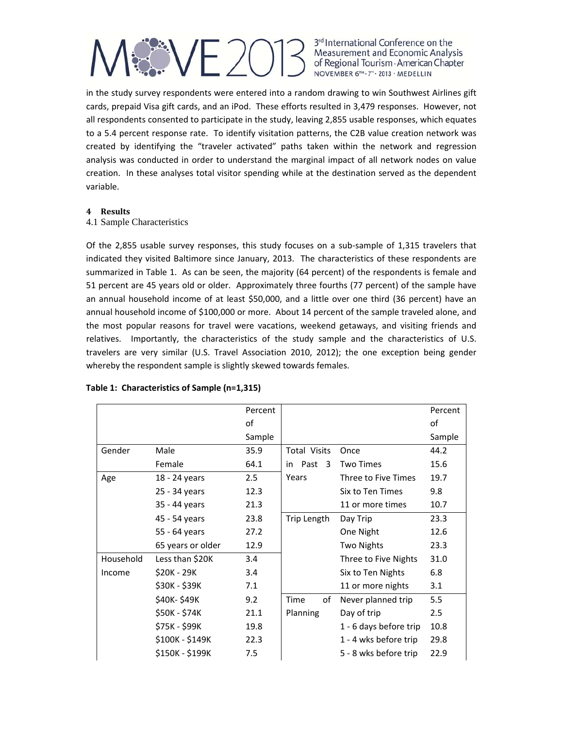in the study survey respondents were entered into a random drawing to win Southwest Airlines gift cards, prepaid Visa gift cards, and an iPod. These efforts resulted in 3,479 responses. However, not all respondents consented to participate in the study, leaving 2,855 usable responses, which equates to a 5.4 percent response rate. To identify visitation patterns, the C2B value creation network was created by identifying the "traveler activated" paths taken within the network and regression analysis was conducted in order to understand the marginal impact of all network nodes on value creation. In these analyses total visitor spending while at the destination served as the dependent variable.

## 4 Results

### 4.1 Sample Characteristics

Of the 2,855 usable survey responses, this study focuses on a sub-sample of 1,315 travelers that indicated they visited Baltimore since January, 2013. The characteristics of these respondents are summarized in Table 1. As can be seen, the majority (64 percent) of the respondents is female and 51 percent are 45 years old or older. Approximately three fourths (77 percent) of the sample have an annual household income of at least $50,000, and a little over one third (36 percent) have an annual household income of $100,000 or more. About 14 percent of the sample traveled alone, and the most popular reasons for travel were vacations, weekend getaways, and visiting friends and relatives. Importantly, the characteristics of the study sample and the characteristics of U.S. travelers are very similar (U.S. Travel Association 2010, 2012); the one exception being gender whereby the respondent sample is slightly skewed towards females.

**Table 1: Characteristics of Sample (n=1,315)**

| | | Percent of Sample | | | Percent of Sample |
|---|---|---|---|---|---|
| Gender | Male | 35.9 | Total Visits in Past 3 Years | Once | 44.2 |
| | Female | 64.1 | | Two Times | 15.6 |
| Age | 18 - 24 years | 2.5 | | Three to Five Times | 19.7 |
| | 25 - 34 years | 12.3 | | Six to Ten Times | 9.8 |
| | 35 - 44 years | 21.3 | | 11 or more times | 10.7 |
| | 45 - 54 years | 23.8 | Trip Length | Day Trip | 23.3 |
| | 55 - 64 years | 27.2 | | One Night | 12.6 |
| | 65 years or older | 12.9 | | Two Nights | 23.3 |
| Household Income | Less than $20K | 3.4 | | Three to Five Nights | 31.0 |
| | $20K - 29K | 3.4 | | Six to Ten Nights | 6.8 |
| | $30K - $39K | 7.1 | | 11 or more nights | 3.1 |
| | $40K- $49K | 9.2 | Time of Planning | Never planned trip | 5.5 |
| | $50K - $74K | 21.1 | | Day of trip | 2.5 |
| | $75K - $99K | 19.8 | | 1 - 6 days before trip | 10.8 |
| | $100K - $149K | 22.3 | | 1 - 4 wks before trip | 29.8 |
| | $150K - $199K | 7.5 | | 5 - 8 wks before trip | 22.9 |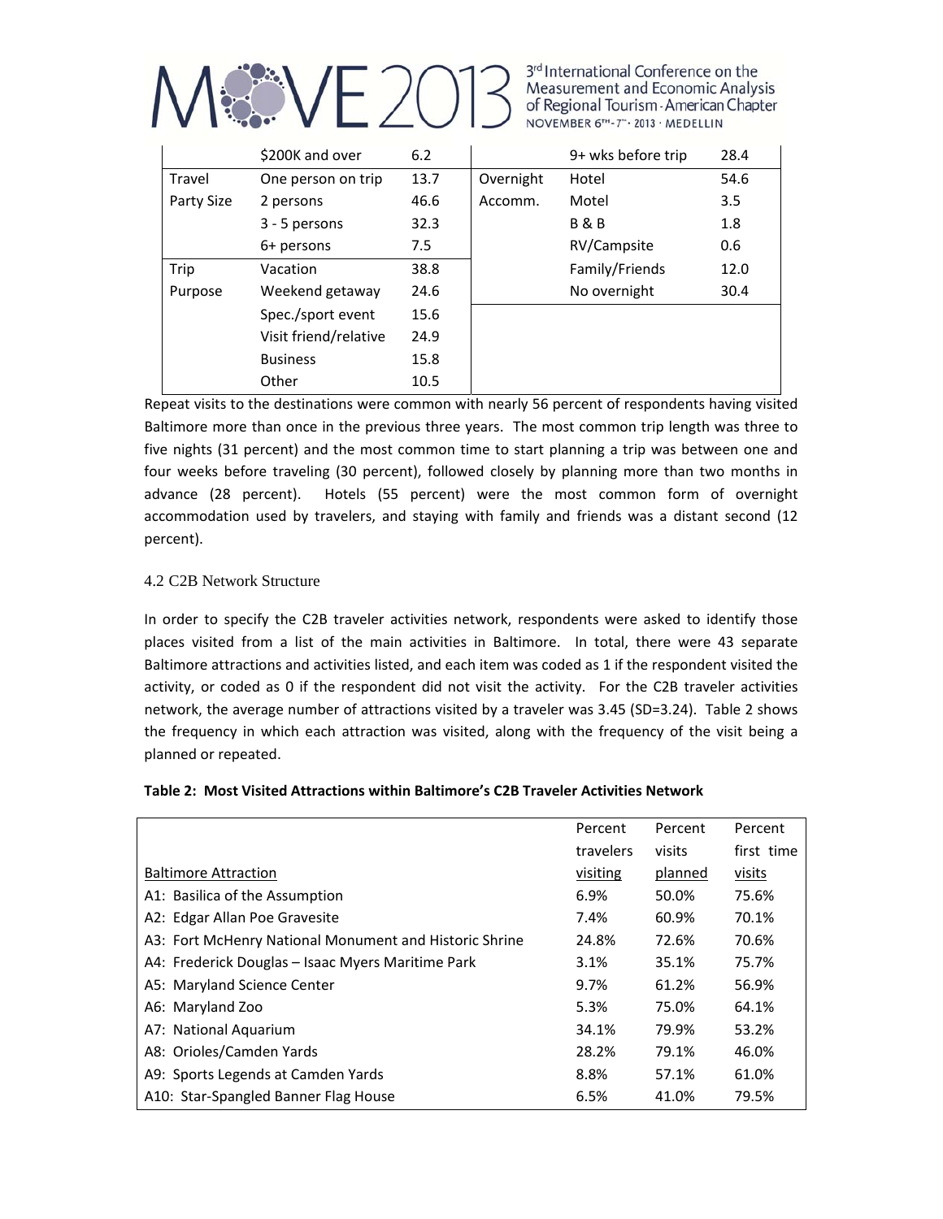|  | \$200K and over | 6.2 |  | 9+ wks before trip | 28.4 |
| --- | --- | --- | --- | --- | --- |
| Travel Party Size | One person on trip | 13.7 | Overnight Accomm. | Hotel | 54.6 |
|  | 2 persons | 46.6 |  | Motel | 3.5 |
|  | 3 - 5 persons | 32.3 |  | B & B | 1.8 |
|  | 6+ persons | 7.5 |  | RV/Campsite | 0.6 |
| Trip Purpose | Vacation | 38.8 |  | Family/Friends | 12.0 |
|  | Weekend getaway | 24.6 |  | No overnight | 30.4 |
|  | Spec./sport event | 15.6 |  |  |  |
|  | Visit friend/relative | 24.9 |  |  |  |
|  | Business | 15.8 |  |  |  |
|  | Other | 10.5 |  |  |  |

Repeat visits to the destinations were common with nearly 56 percent of respondents having visited Baltimore more than once in the previous three years. The most common trip length was three to five nights (31 percent) and the most common time to start planning a trip was between one and four weeks before traveling (30 percent), followed closely by planning more than two months in advance (28 percent). Hotels (55 percent) were the most common form of overnight accommodation used by travelers, and staying with family and friends was a distant second (12 percent).

### 4.2 C2B Network Structure

In order to specify the C2B traveler activities network, respondents were asked to identify those places visited from a list of the main activities in Baltimore. In total, there were 43 separate Baltimore attractions and activities listed, and each item was coded as 1 if the respondent visited the activity, or coded as 0 if the respondent did not visit the activity. For the C2B traveler activities network, the average number of attractions visited by a traveler was 3.45 (SD=3.24). Table 2 shows the frequency in which each attraction was visited, along with the frequency of the visit being a planned or repeated.

**Table 2: Most Visited Attractions within Baltimore's C2B Traveler Activities Network**

| Baltimore Attraction | Percent travelers visiting | Percent visits planned | Percent first time visits |
| --- | --- | --- | --- |
| A1: Basilica of the Assumption | 6.9% | 50.0% | 75.6% |
| A2: Edgar Allan Poe Gravesite | 7.4% | 60.9% | 70.1% |
| A3: Fort McHenry National Monument and Historic Shrine | 24.8% | 72.6% | 70.6% |
| A4: Frederick Douglas – Isaac Myers Maritime Park | 3.1% | 35.1% | 75.7% |
| A5: Maryland Science Center | 9.7% | 61.2% | 56.9% |
| A6: Maryland Zoo | 5.3% | 75.0% | 64.1% |
| A7: National Aquarium | 34.1% | 79.9% | 53.2% |
| A8: Orioles/Camden Yards | 28.2% | 79.1% | 46.0% |
| A9: Sports Legends at Camden Yards | 8.8% | 57.1% | 61.0% |
| A10: Star-Spangled Banner Flag House | 6.5% | 41.0% | 79.5% |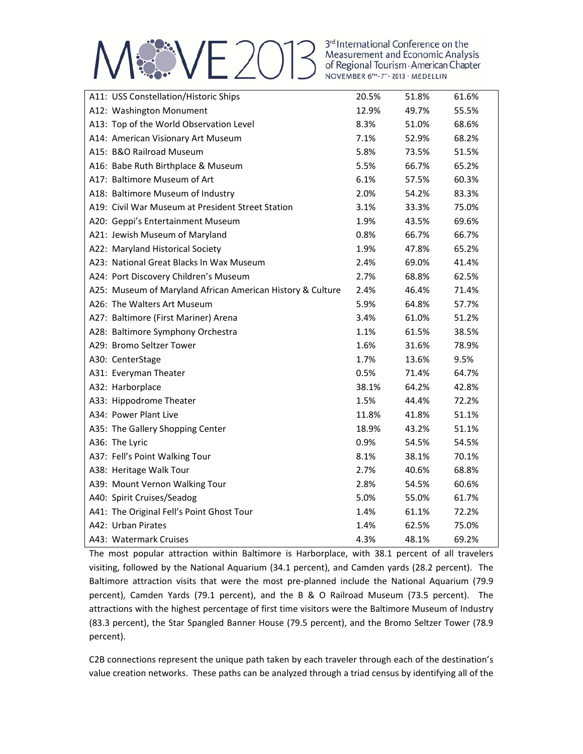| | | | |
|---|---|---|---|
| A11: USS Constellation/Historic Ships | 20.5% | 51.8% | 61.6% |
| A12: Washington Monument | 12.9% | 49.7% | 55.5% |
| A13: Top of the World Observation Level | 8.3% | 51.0% | 68.6% |
| A14: American Visionary Art Museum | 7.1% | 52.9% | 68.2% |
| A15: B&O Railroad Museum | 5.8% | 73.5% | 51.5% |
| A16: Babe Ruth Birthplace & Museum | 5.5% | 66.7% | 65.2% |
| A17: Baltimore Museum of Art | 6.1% | 57.5% | 60.3% |
| A18: Baltimore Museum of Industry | 2.0% | 54.2% | 83.3% |
| A19: Civil War Museum at President Street Station | 3.1% | 33.3% | 75.0% |
| A20: Geppi's Entertainment Museum | 1.9% | 43.5% | 69.6% |
| A21: Jewish Museum of Maryland | 0.8% | 66.7% | 66.7% |
| A22: Maryland Historical Society | 1.9% | 47.8% | 65.2% |
| A23: National Great Blacks In Wax Museum | 2.4% | 69.0% | 41.4% |
| A24: Port Discovery Children's Museum | 2.7% | 68.8% | 62.5% |
| A25: Museum of Maryland African American History & Culture | 2.4% | 46.4% | 71.4% |
| A26: The Walters Art Museum | 5.9% | 64.8% | 57.7% |
| A27: Baltimore (First Mariner) Arena | 3.4% | 61.0% | 51.2% |
| A28: Baltimore Symphony Orchestra | 1.1% | 61.5% | 38.5% |
| A29: Bromo Seltzer Tower | 1.6% | 31.6% | 78.9% |
| A30: CenterStage | 1.7% | 13.6% | 9.5% |
| A31: Everyman Theater | 0.5% | 71.4% | 64.7% |
| A32: Harborplace | 38.1% | 64.2% | 42.8% |
| A33: Hippodrome Theater | 1.5% | 44.4% | 72.2% |
| A34: Power Plant Live | 11.8% | 41.8% | 51.1% |
| A35: The Gallery Shopping Center | 18.9% | 43.2% | 51.1% |
| A36: The Lyric | 0.9% | 54.5% | 54.5% |
| A37: Fell's Point Walking Tour | 8.1% | 38.1% | 70.1% |
| A38: Heritage Walk Tour | 2.7% | 40.6% | 68.8% |
| A39: Mount Vernon Walking Tour | 2.8% | 54.5% | 60.6% |
| A40: Spirit Cruises/Seadog | 5.0% | 55.0% | 61.7% |
| A41: The Original Fell's Point Ghost Tour | 1.4% | 61.1% | 72.2% |
| A42: Urban Pirates | 1.4% | 62.5% | 75.0% |
| A43: Watermark Cruises | 4.3% | 48.1% | 69.2% |

The most popular attraction within Baltimore is Harborplace, with 38.1 percent of all travelers visiting, followed by the National Aquarium (34.1 percent), and Camden yards (28.2 percent). The Baltimore attraction visits that were the most pre-planned include the National Aquarium (79.9 percent), Camden Yards (79.1 percent), and the B & O Railroad Museum (73.5 percent). The attractions with the highest percentage of first time visitors were the Baltimore Museum of Industry (83.3 percent), the Star Spangled Banner House (79.5 percent), and the Bromo Seltzer Tower (78.9 percent).

C2B connections represent the unique path taken by each traveler through each of the destination's value creation networks. These paths can be analyzed through a triad census by identifying all of the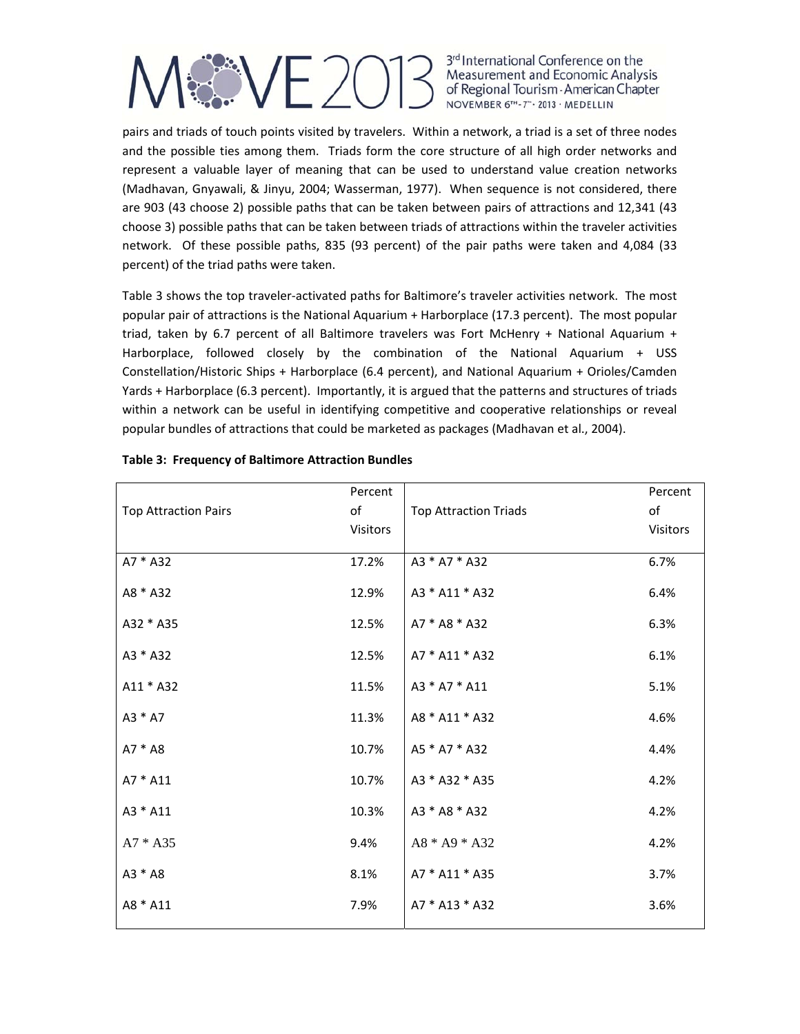pairs and triads of touch points visited by travelers. Within a network, a triad is a set of three nodes and the possible ties among them. Triads form the core structure of all high order networks and represent a valuable layer of meaning that can be used to understand value creation networks (Madhavan, Gnyawali, & Jinyu, 2004; Wasserman, 1977). When sequence is not considered, there are 903 (43 choose 2) possible paths that can be taken between pairs of attractions and 12,341 (43 choose 3) possible paths that can be taken between triads of attractions within the traveler activities network. Of these possible paths, 835 (93 percent) of the pair paths were taken and 4,084 (33 percent) of the triad paths were taken.

Table 3 shows the top traveler-activated paths for Baltimore's traveler activities network. The most popular pair of attractions is the National Aquarium + Harborplace (17.3 percent). The most popular triad, taken by 6.7 percent of all Baltimore travelers was Fort McHenry + National Aquarium + Harborplace, followed closely by the combination of the National Aquarium + USS Constellation/Historic Ships + Harborplace (6.4 percent), and National Aquarium + Orioles/Camden Yards + Harborplace (6.3 percent). Importantly, it is argued that the patterns and structures of triads within a network can be useful in identifying competitive and cooperative relationships or reveal popular bundles of attractions that could be marketed as packages (Madhavan et al., 2004).

**Table 3: Frequency of Baltimore Attraction Bundles**

| Top Attraction Pairs | Percent of Visitors | Top Attraction Triads | Percent of Visitors |
|---|---|---|---|
| A7 * A32 | 17.2% | A3 * A7 * A32 | 6.7% |
| A8 * A32 | 12.9% | A3 * A11 * A32 | 6.4% |
| A32 * A35 | 12.5% | A7 * A8 * A32 | 6.3% |
| A3 * A32 | 12.5% | A7 * A11 * A32 | 6.1% |
| A11 * A32 | 11.5% | A3 * A7 * A11 | 5.1% |
| A3 * A7 | 11.3% | A8 * A11 * A32 | 4.6% |
| A7 * A8 | 10.7% | A5 * A7 * A32 | 4.4% |
| A7 * A11 | 10.7% | A3 * A32 * A35 | 4.2% |
| A3 * A11 | 10.3% | A3 * A8 * A32 | 4.2% |
| A7 * A35 | 9.4% | A8 * A9 * A32 | 4.2% |
| A3 * A8 | 8.1% | A7 * A11 * A35 | 3.7% |
| A8 * A11 | 7.9% | A7 * A13 * A32 | 3.6% |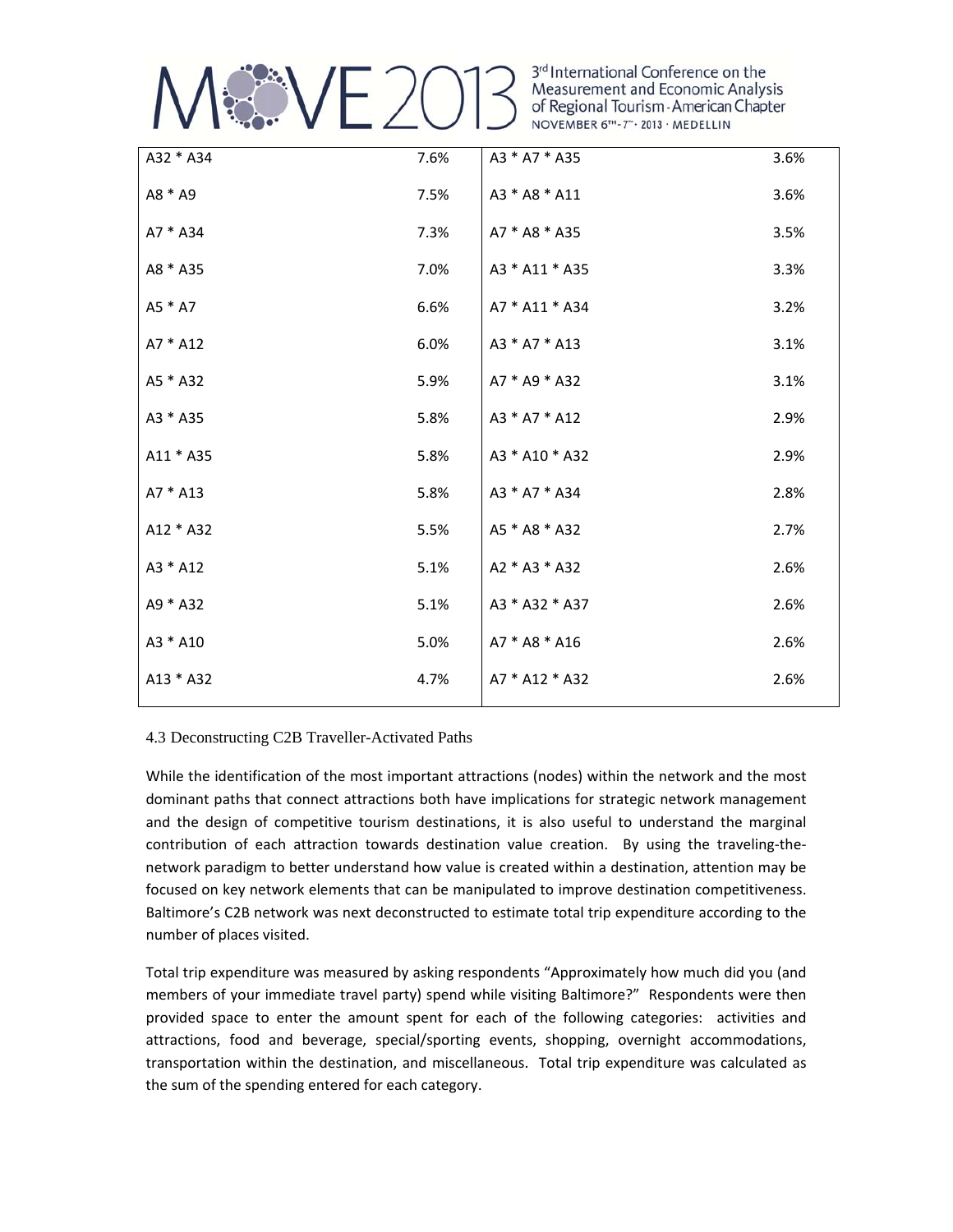| | | | |
|---|---|---|---|
| A32 * A34 | 7.6% | A3 * A7 * A35 | 3.6% |
| A8 * A9 | 7.5% | A3 * A8 * A11 | 3.6% |
| A7 * A34 | 7.3% | A7 * A8 * A35 | 3.5% |
| A8 * A35 | 7.0% | A3 * A11 * A35 | 3.3% |
| A5 * A7 | 6.6% | A7 * A11 * A34 | 3.2% |
| A7 * A12 | 6.0% | A3 * A7 * A13 | 3.1% |
| A5 * A32 | 5.9% | A7 * A9 * A32 | 3.1% |
| A3 * A35 | 5.8% | A3 * A7 * A12 | 2.9% |
| A11 * A35 | 5.8% | A3 * A10 * A32 | 2.9% |
| A7 * A13 | 5.8% | A3 * A7 * A34 | 2.8% |
| A12 * A32 | 5.5% | A5 * A8 * A32 | 2.7% |
| A3 * A12 | 5.1% | A2 * A3 * A32 | 2.6% |
| A9 * A32 | 5.1% | A3 * A32 * A37 | 2.6% |
| A3 * A10 | 5.0% | A7 * A8 * A16 | 2.6% |
| A13 * A32 | 4.7% | A7 * A12 * A32 | 2.6% |

### 4.3 Deconstructing C2B Traveller-Activated Paths

While the identification of the most important attractions (nodes) within the network and the most dominant paths that connect attractions both have implications for strategic network management and the design of competitive tourism destinations, it is also useful to understand the marginal contribution of each attraction towards destination value creation. By using the traveling-the-network paradigm to better understand how value is created within a destination, attention may be focused on key network elements that can be manipulated to improve destination competitiveness. Baltimore's C2B network was next deconstructed to estimate total trip expenditure according to the number of places visited.

Total trip expenditure was measured by asking respondents "Approximately how much did you (and members of your immediate travel party) spend while visiting Baltimore?" Respondents were then provided space to enter the amount spent for each of the following categories: activities and attractions, food and beverage, special/sporting events, shopping, overnight accommodations, transportation within the destination, and miscellaneous. Total trip expenditure was calculated as the sum of the spending entered for each category.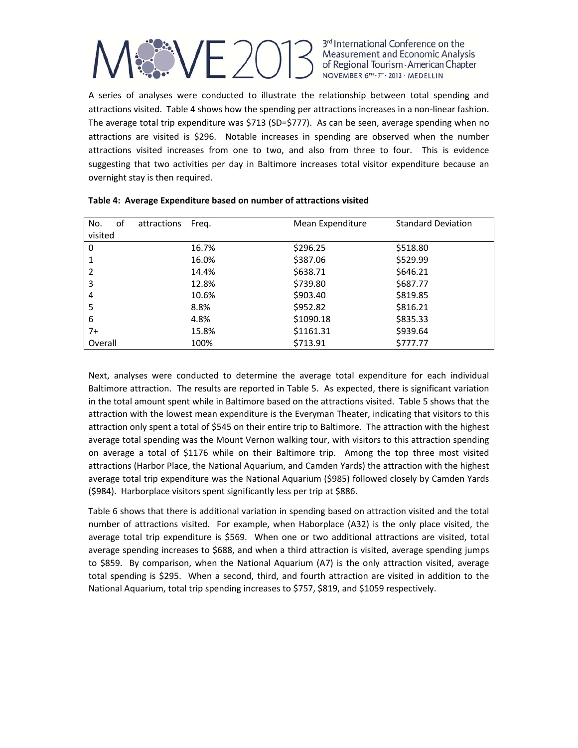A series of analyses were conducted to illustrate the relationship between total spending and attractions visited. Table 4 shows how the spending per attractions increases in a non-linear fashion. The average total trip expenditure was $713 (SD=$777). As can be seen, average spending when no attractions are visited is $296. Notable increases in spending are observed when the number attractions visited increases from one to two, and also from three to four. This is evidence suggesting that two activities per day in Baltimore increases total visitor expenditure because an overnight stay is then required.

**Table 4: Average Expenditure based on number of attractions visited**

| No. of attractions visited | Freq. | Mean Expenditure | Standard Deviation |
|---|---|---|---|
| 0 | 16.7% | $296.25 | $518.80 |
| 1 | 16.0% | $387.06 | $529.99 |
| 2 | 14.4% | $638.71 | $646.21 |
| 3 | 12.8% | $739.80 | $687.77 |
| 4 | 10.6% | $903.40 | $819.85 |
| 5 | 8.8% | $952.82 | $816.21 |
| 6 | 4.8% | $1090.18 | $835.33 |
| 7+ | 15.8% | $1161.31 | $939.64 |
| Overall | 100% | $713.91 | $777.77 |

Next, analyses were conducted to determine the average total expenditure for each individual Baltimore attraction. The results are reported in Table 5. As expected, there is significant variation in the total amount spent while in Baltimore based on the attractions visited. Table 5 shows that the attraction with the lowest mean expenditure is the Everyman Theater, indicating that visitors to this attraction only spent a total of $545 on their entire trip to Baltimore. The attraction with the highest average total spending was the Mount Vernon walking tour, with visitors to this attraction spending on average a total of $1176 while on their Baltimore trip. Among the top three most visited attractions (Harbor Place, the National Aquarium, and Camden Yards) the attraction with the highest average total trip expenditure was the National Aquarium ($985) followed closely by Camden Yards ($984). Harborplace visitors spent significantly less per trip at $886.

Table 6 shows that there is additional variation in spending based on attraction visited and the total number of attractions visited. For example, when Haborplace (A32) is the only place visited, the average total trip expenditure is $569. When one or two additional attractions are visited, total average spending increases to $688, and when a third attraction is visited, average spending jumps to $859. By comparison, when the National Aquarium (A7) is the only attraction visited, average total spending is $295. When a second, third, and fourth attraction are visited in addition to the National Aquarium, total trip spending increases to $757, $819, and $1059 respectively.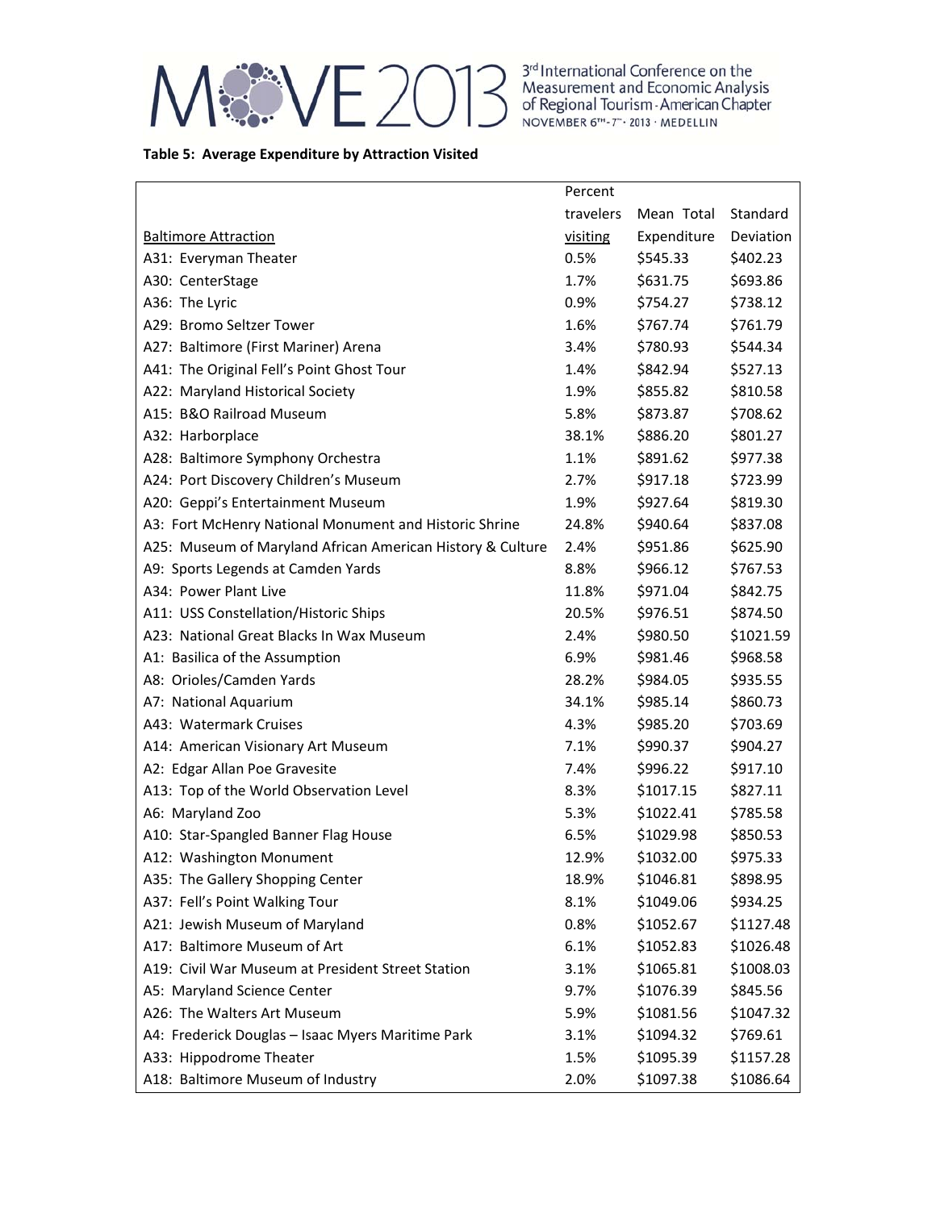**Table 5: Average Expenditure by Attraction Visited**

| Baltimore Attraction | Percent travelers visiting | Mean Total Expenditure | Standard Deviation |
|---|---|---|---|
| A31: Everyman Theater | 0.5% | $545.33 | $402.23 |
| A30: CenterStage | 1.7% | $631.75 | $693.86 |
| A36: The Lyric | 0.9% | $754.27 | $738.12 |
| A29: Bromo Seltzer Tower | 1.6% | $767.74 | $761.79 |
| A27: Baltimore (First Mariner) Arena | 3.4% | $780.93 | $544.34 |
| A41: The Original Fell's Point Ghost Tour | 1.4% | $842.94 | $527.13 |
| A22: Maryland Historical Society | 1.9% | $855.82 | $810.58 |
| A15: B&O Railroad Museum | 5.8% | $873.87 | $708.62 |
| A32: Harborplace | 38.1% | $886.20 | $801.27 |
| A28: Baltimore Symphony Orchestra | 1.1% | $891.62 | $977.38 |
| A24: Port Discovery Children's Museum | 2.7% | $917.18 | $723.99 |
| A20: Geppi's Entertainment Museum | 1.9% | $927.64 | $819.30 |
| A3: Fort McHenry National Monument and Historic Shrine | 24.8% | $940.64 | $837.08 |
| A25: Museum of Maryland African American History & Culture | 2.4% | $951.86 | $625.90 |
| A9: Sports Legends at Camden Yards | 8.8% | $966.12 | $767.53 |
| A34: Power Plant Live | 11.8% | $971.04 | $842.75 |
| A11: USS Constellation/Historic Ships | 20.5% | $976.51 | $874.50 |
| A23: National Great Blacks In Wax Museum | 2.4% | $980.50 | $1021.59 |
| A1: Basilica of the Assumption | 6.9% | $981.46 | $968.58 |
| A8: Orioles/Camden Yards | 28.2% | $984.05 | $935.55 |
| A7: National Aquarium | 34.1% | $985.14 | $860.73 |
| A43: Watermark Cruises | 4.3% | $985.20 | $703.69 |
| A14: American Visionary Art Museum | 7.1% | $990.37 | $904.27 |
| A2: Edgar Allan Poe Gravesite | 7.4% | $996.22 | $917.10 |
| A13: Top of the World Observation Level | 8.3% | $1017.15 | $827.11 |
| A6: Maryland Zoo | 5.3% | $1022.41 | $785.58 |
| A10: Star-Spangled Banner Flag House | 6.5% | $1029.98 | $850.53 |
| A12: Washington Monument | 12.9% | $1032.00 | $975.33 |
| A35: The Gallery Shopping Center | 18.9% | $1046.81 | $898.95 |
| A37: Fell's Point Walking Tour | 8.1% | $1049.06 | $934.25 |
| A21: Jewish Museum of Maryland | 0.8% | $1052.67 | $1127.48 |
| A17: Baltimore Museum of Art | 6.1% | $1052.83 | $1026.48 |
| A19: Civil War Museum at President Street Station | 3.1% | $1065.81 | $1008.03 |
| A5: Maryland Science Center | 9.7% | $1076.39 | $845.56 |
| A26: The Walters Art Museum | 5.9% | $1081.56 | $1047.32 |
| A4: Frederick Douglas – Isaac Myers Maritime Park | 3.1% | $1094.32 | $769.61 |
| A33: Hippodrome Theater | 1.5% | $1095.39 | $1157.28 |
| A18: Baltimore Museum of Industry | 2.0% | $1097.38 | $1086.64 |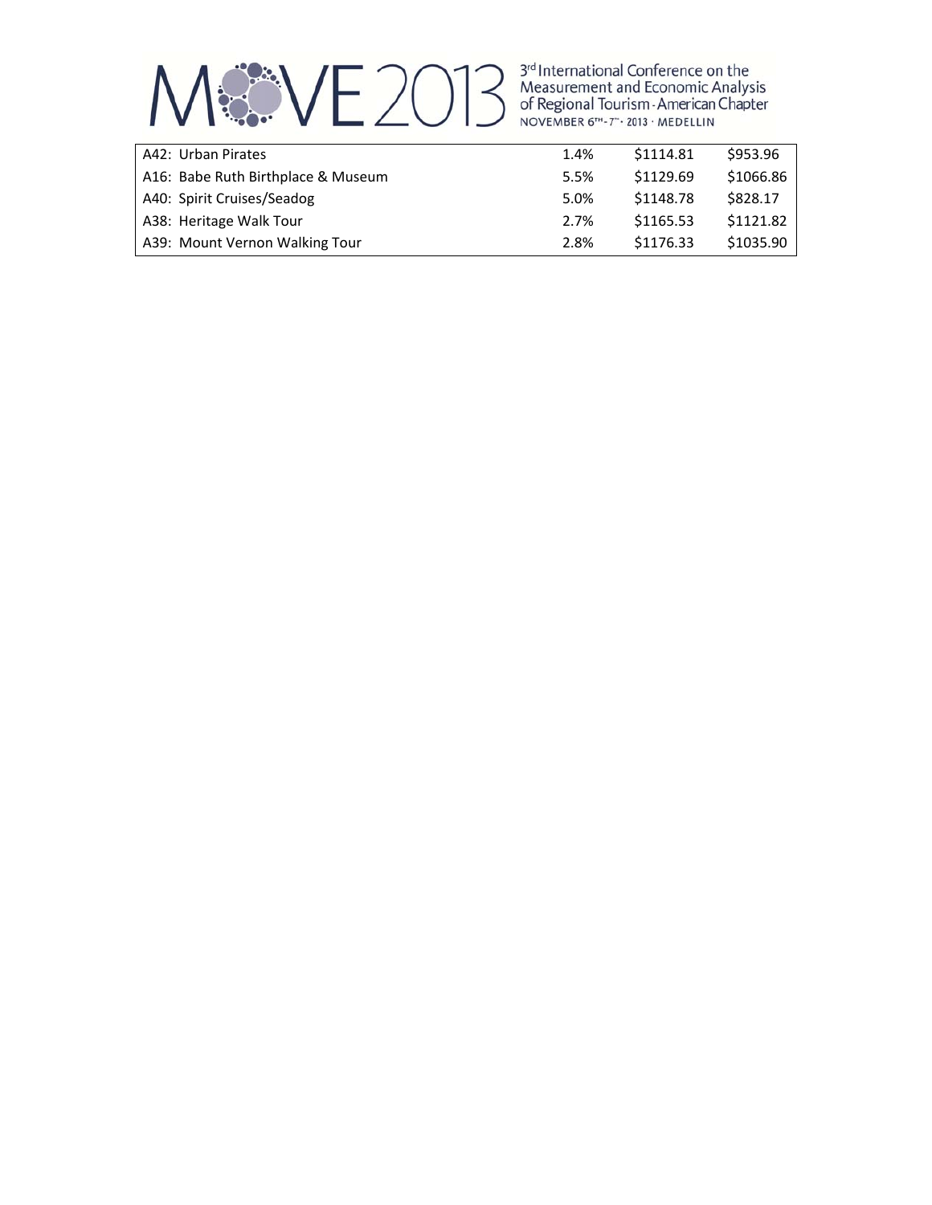| | | | |
|---|---|---|---|
| A42: Urban Pirates | 1.4% | $1114.81 | $953.96 |
| A16: Babe Ruth Birthplace & Museum | 5.5% | $1129.69 | $1066.86 |
| A40: Spirit Cruises/Seadog | 5.0% | $1148.78 | $828.17 |
| A38: Heritage Walk Tour | 2.7% | $1165.53 | $1121.82 |
| A39: Mount Vernon Walking Tour | 2.8% | $1176.33 | $1035.90 |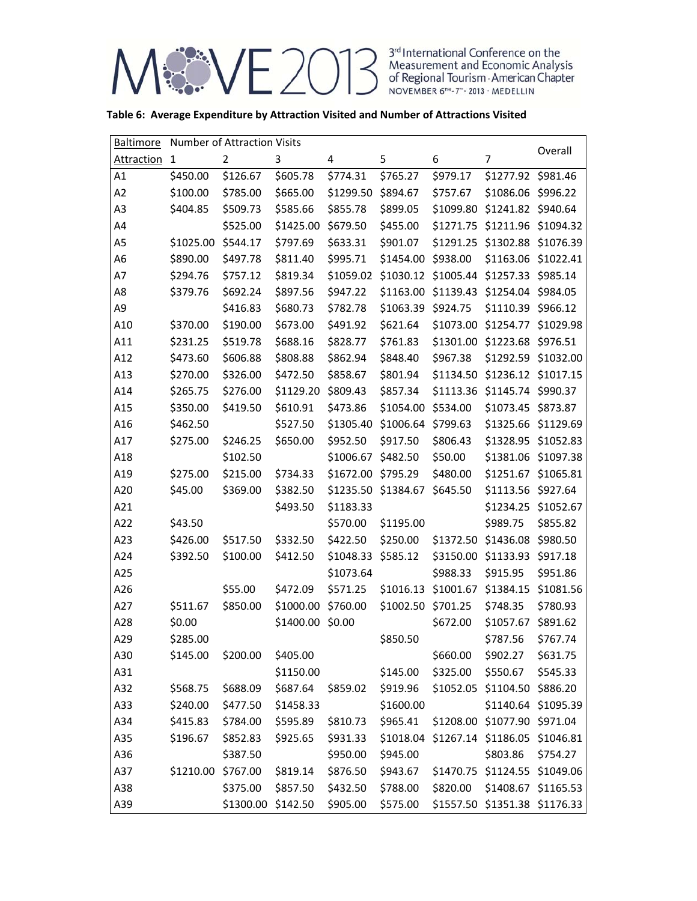**Table 6: Average Expenditure by Attraction Visited and Number of Attractions Visited**

| Baltimore | Number of Attraction Visits | | | | | | | Overall |
|---|---|---|---|---|---|---|---|---|
| Attraction | 1 | 2 | 3 | 4 | 5 | 6 | 7 | |
| A1 | $450.00 | $126.67 | $605.78 | $774.31 | $765.27 | $979.17 | $1277.92 | $981.46 |
| A2 | $100.00 | $785.00 | $665.00 | $1299.50 | $894.67 | $757.67 | $1086.06 | $996.22 |
| A3 | $404.85 | $509.73 | $585.66 | $855.78 | $899.05 | $1099.80 | $1241.82 | $940.64 |
| A4 | | $525.00 | $1425.00 | $679.50 | $455.00 | $1271.75 | $1211.96 | $1094.32 |
| A5 | $1025.00 | $544.17 | $797.69 | $633.31 | $901.07 | $1291.25 | $1302.88 | $1076.39 |
| A6 | $890.00 | $497.78 | $811.40 | $995.71 | $1454.00 | $938.00 | $1163.06 | $1022.41 |
| A7 | $294.76 | $757.12 | $819.34 | $1059.02 | $1030.12 | $1005.44 | $1257.33 | $985.14 |
| A8 | $379.76 | $692.24 | $897.56 | $947.22 | $1163.00 | $1139.43 | $1254.04 | $984.05 |
| A9 | | $416.83 | $680.73 | $782.78 | $1063.39 | $924.75 | $1110.39 | $966.12 |
| A10 | $370.00 | $190.00 | $673.00 | $491.92 | $621.64 | $1073.00 | $1254.77 | $1029.98 |
| A11 | $231.25 | $519.78 | $688.16 | $828.77 | $761.83 | $1301.00 | $1223.68 | $976.51 |
| A12 | $473.60 | $606.88 | $808.88 | $862.94 | $848.40 | $967.38 | $1292.59 | $1032.00 |
| A13 | $270.00 | $326.00 | $472.50 | $858.67 | $801.94 | $1134.50 | $1236.12 | $1017.15 |
| A14 | $265.75 | $276.00 | $1129.20 | $809.43 | $857.34 | $1113.36 | $1145.74 | $990.37 |
| A15 | $350.00 | $419.50 | $610.91 | $473.86 | $1054.00 | $534.00 | $1073.45 | $873.87 |
| A16 | $462.50 | | $527.50 | $1305.40 | $1006.64 | $799.63 | $1325.66 | $1129.69 |
| A17 | $275.00 | $246.25 | $650.00 | $952.50 | $917.50 | $806.43 | $1328.95 | $1052.83 |
| A18 | | $102.50 | | $1006.67 | $482.50 | $50.00 | $1381.06 | $1097.38 |
| A19 | $275.00 | $215.00 | $734.33 | $1672.00 | $795.29 | $480.00 | $1251.67 | $1065.81 |
| A20 | $45.00 | $369.00 | $382.50 | $1235.50 | $1384.67 | $645.50 | $1113.56 | $927.64 |
| A21 | | | $493.50 | $1183.33 | | | $1234.25 | $1052.67 |
| A22 | $43.50 | | | $570.00 | $1195.00 | | $989.75 | $855.82 |
| A23 | $426.00 | $517.50 | $332.50 | $422.50 | $250.00 | $1372.50 | $1436.08 | $980.50 |
| A24 | $392.50 | $100.00 | $412.50 | $1048.33 | $585.12 | $3150.00 | $1133.93 | $917.18 |
| A25 | | | | $1073.64 | | $988.33 | $915.95 | $951.86 |
| A26 | | $55.00 | $472.09 | $571.25 | $1016.13 | $1001.67 | $1384.15 | $1081.56 |
| A27 | $511.67 | $850.00 | $1000.00 | $760.00 | $1002.50 | $701.25 | $748.35 | $780.93 |
| A28 | $0.00 | | $1400.00 | $0.00 | | $672.00 | $1057.67 | $891.62 |
| A29 | $285.00 | | | | $850.50 | | $787.56 | $767.74 |
| A30 | $145.00 | $200.00 | $405.00 | | | $660.00 | $902.27 | $631.75 |
| A31 | | | $1150.00 | | $145.00 | $325.00 | $550.67 | $545.33 |
| A32 | $568.75 | $688.09 | $687.64 | $859.02 | $919.96 | $1052.05 | $1104.50 | $886.20 |
| A33 | $240.00 | $477.50 | $1458.33 | | $1600.00 | | $1140.64 | $1095.39 |
| A34 | $415.83 | $784.00 | $595.89 | $810.73 | $965.41 | $1208.00 | $1077.90 | $971.04 |
| A35 | $196.67 | $852.83 | $925.65 | $931.33 | $1018.04 | $1267.14 | $1186.05 | $1046.81 |
| A36 | | $387.50 | | $950.00 | $945.00 | | $803.86 | $754.27 |
| A37 | $1210.00 | $767.00 | $819.14 | $876.50 | $943.67 | $1470.75 | $1124.55 | $1049.06 |
| A38 | | $375.00 | $857.50 | $432.50 | $788.00 | $820.00 | $1408.67 | $1165.53 |
| A39 | | $1300.00 | $142.50 | $905.00 | $575.00 | $1557.50 | $1351.38 | $1176.33 |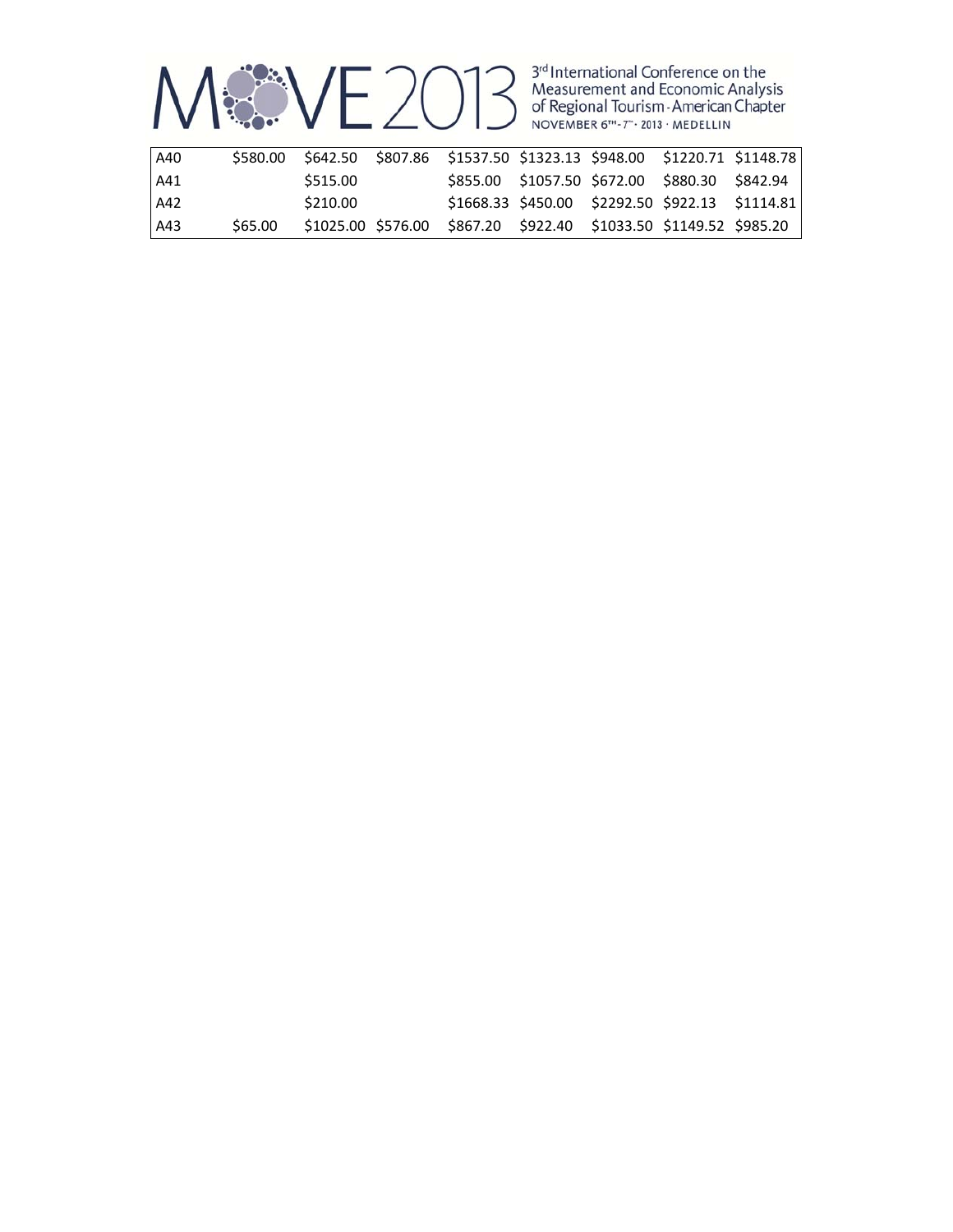| | | | | | | | | |
|---|---|---|---|---|---|---|---|---|
| A40 | $580.00 | $642.50 | $807.86 | $1537.50 | $1323.13 | $948.00 | $1220.71 | $1148.78 |
| A41 | | $515.00 | | $855.00 | $1057.50 | $672.00 | $880.30 | $842.94 |
| A42 | | $210.00 | | $1668.33 | $450.00 | $2292.50 | $922.13 | $1114.81 |
| A43 | $65.00 | $1025.00 | $576.00 | $867.20 | $922.40 | $1033.50 | $1149.52 | $985.20 |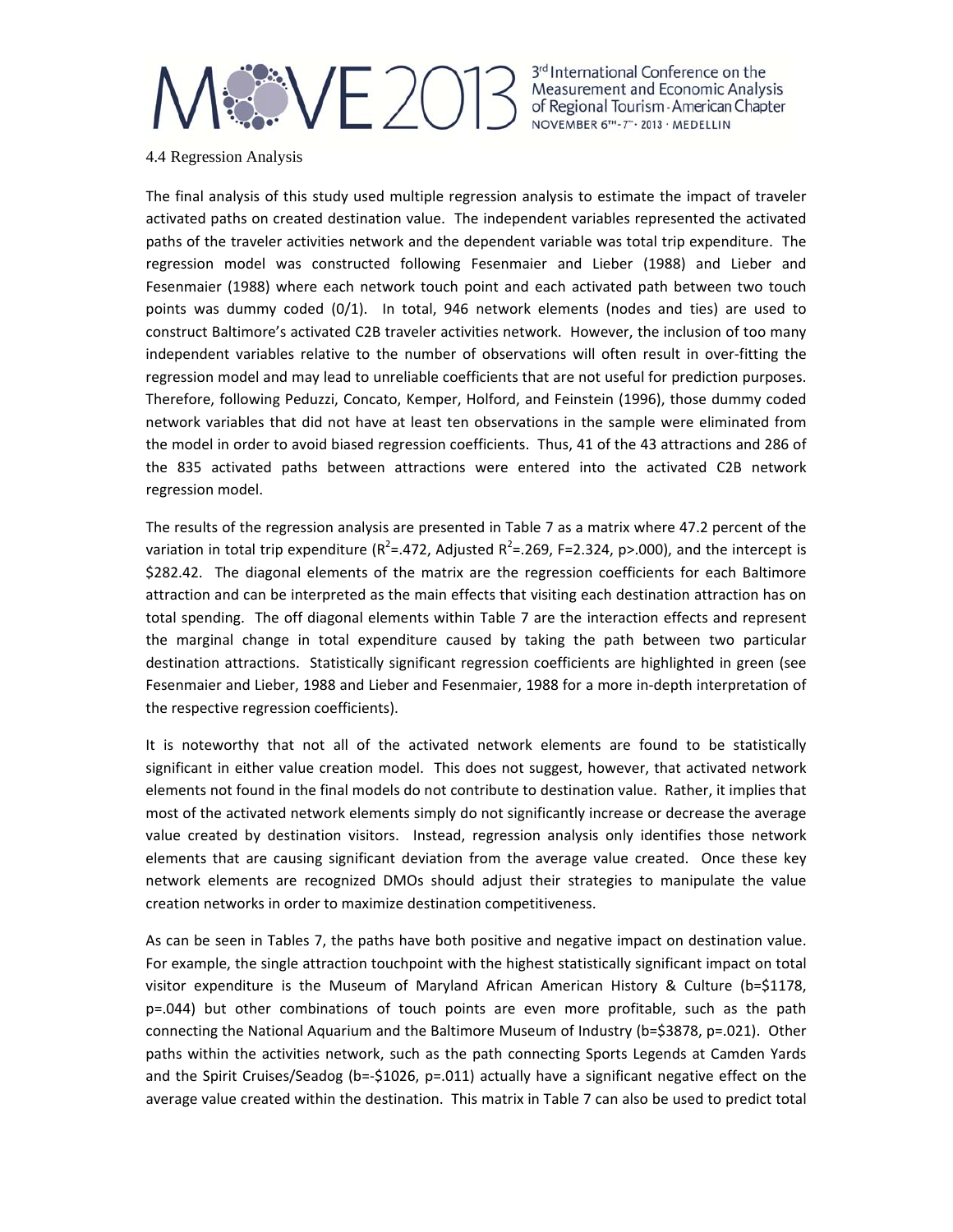4.4 Regression Analysis

The final analysis of this study used multiple regression analysis to estimate the impact of traveler activated paths on created destination value. The independent variables represented the activated paths of the traveler activities network and the dependent variable was total trip expenditure. The regression model was constructed following Fesenmaier and Lieber (1988) and Lieber and Fesenmaier (1988) where each network touch point and each activated path between two touch points was dummy coded (0/1). In total, 946 network elements (nodes and ties) are used to construct Baltimore's activated C2B traveler activities network. However, the inclusion of too many independent variables relative to the number of observations will often result in over-fitting the regression model and may lead to unreliable coefficients that are not useful for prediction purposes. Therefore, following Peduzzi, Concato, Kemper, Holford, and Feinstein (1996), those dummy coded network variables that did not have at least ten observations in the sample were eliminated from the model in order to avoid biased regression coefficients. Thus, 41 of the 43 attractions and 286 of the 835 activated paths between attractions were entered into the activated C2B network regression model.

The results of the regression analysis are presented in Table 7 as a matrix where 47.2 percent of the variation in total trip expenditure ($R^2$=.472, Adjusted $R^2$=.269, F=2.324, p>.000), and the intercept is \$282.42. The diagonal elements of the matrix are the regression coefficients for each Baltimore attraction and can be interpreted as the main effects that visiting each destination attraction has on total spending. The off diagonal elements within Table 7 are the interaction effects and represent the marginal change in total expenditure caused by taking the path between two particular destination attractions. Statistically significant regression coefficients are highlighted in green (see Fesenmaier and Lieber, 1988 and Lieber and Fesenmaier, 1988 for a more in-depth interpretation of the respective regression coefficients).

It is noteworthy that not all of the activated network elements are found to be statistically significant in either value creation model. This does not suggest, however, that activated network elements not found in the final models do not contribute to destination value. Rather, it implies that most of the activated network elements simply do not significantly increase or decrease the average value created by destination visitors. Instead, regression analysis only identifies those network elements that are causing significant deviation from the average value created. Once these key network elements are recognized DMOs should adjust their strategies to manipulate the value creation networks in order to maximize destination competitiveness.

As can be seen in Tables 7, the paths have both positive and negative impact on destination value. For example, the single attraction touchpoint with the highest statistically significant impact on total visitor expenditure is the Museum of Maryland African American History & Culture (b=\$1178, p=.044) but other combinations of touch points are even more profitable, such as the path connecting the National Aquarium and the Baltimore Museum of Industry (b=\$3878, p=.021). Other paths within the activities network, such as the path connecting Sports Legends at Camden Yards and the Spirit Cruises/Seadog (b=-\$1026, p=.011) actually have a significant negative effect on the average value created within the destination. This matrix in Table 7 can also be used to predict total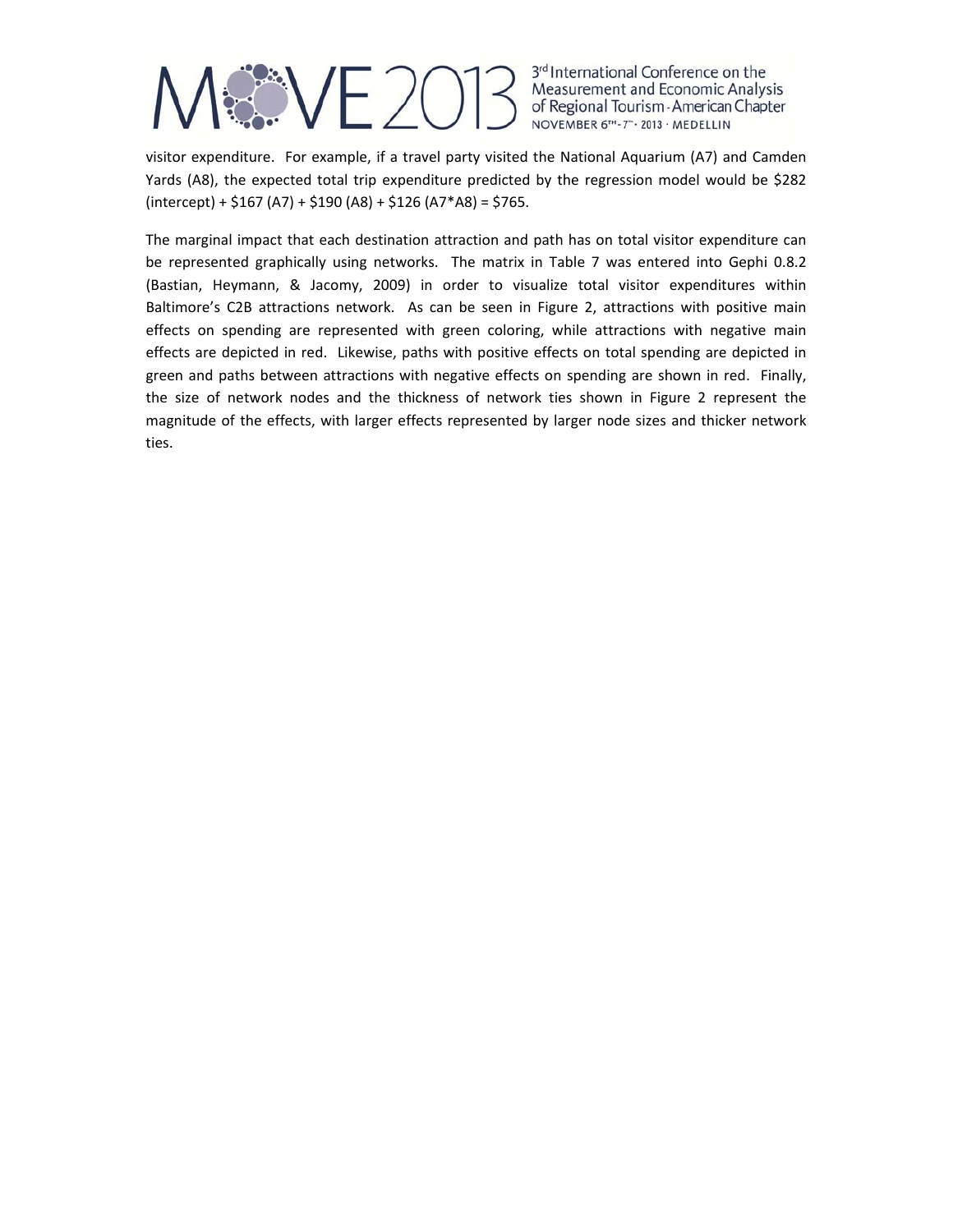visitor expenditure. For example, if a travel party visited the National Aquarium (A7) and Camden Yards (A8), the expected total trip expenditure predicted by the regression model would be $282 (intercept) + $167 (A7) + $190 (A8) + $126 (A7*A8) = $765.

The marginal impact that each destination attraction and path has on total visitor expenditure can be represented graphically using networks. The matrix in Table 7 was entered into Gephi 0.8.2 (Bastian, Heymann, & Jacomy, 2009) in order to visualize total visitor expenditures within Baltimore's C2B attractions network. As can be seen in Figure 2, attractions with positive main effects on spending are represented with green coloring, while attractions with negative main effects are depicted in red. Likewise, paths with positive effects on total spending are depicted in green and paths between attractions with negative effects on spending are shown in red. Finally, the size of network nodes and the thickness of network ties shown in Figure 2 represent the magnitude of the effects, with larger effects represented by larger node sizes and thicker network ties.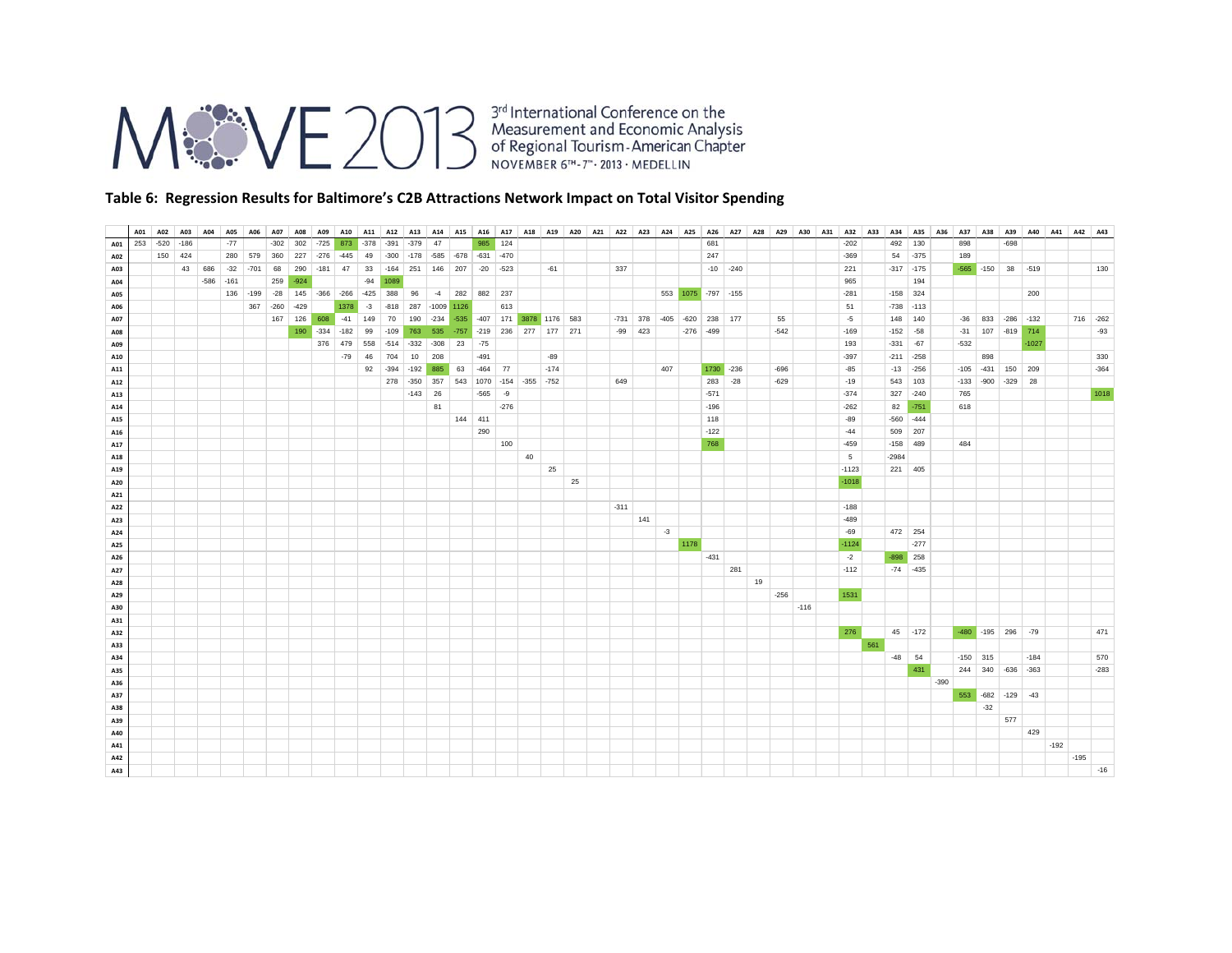## Table 6: Regression Results for Baltimore's C2B Attractions Network Impact on Total Visitor Spending

| | A01 | A02 | A03 | A04 | A05 | A06 | A07 | A08 | A09 | A10 | A11 | A12 | A13 | A14 | A15 | A16 | A17 | A18 | A19 | A20 | A21 | A22 | A23 | A24 | A25 | A26 | A27 | A28 | A29 | A30 | A31 | A32 | A33 | A34 | A35 | A36 | A37 | A38 | A39 | A40 | A41 | A42 | A43 |
|---|---|---|---|---|---|---|---|---|---|---|---|---|---|---|---|---|---|---|---|---|---|---|---|---|---|---|---|---|---|---|---|---|---|---|---|---|---|---|---|---|---|---|---|
| A01 | 253 | -520 | -186 | | -77 | | -302 | 302 | -725 | 873 | -378 | -391 | -379 | 47 | | 985 | 124 | | | | | | | | | 681 | | | | | | -202 | | 492 | 130 | | 898 | | -698 | | | | |
| A02 | | 150 | 424 | | 280 | 579 | 360 | 227 | -276 | -445 | 49 | -300 | -178 | -585 | -678 | -631 | -470 | | | | | | | | | 247 | | | | | | -369 | | 54 | -375 | | 189 | | | | | | |
| A03 | | | 43 | 686 | -32 | -701 | 68 | 290 | -181 | 47 | 33 | -164 | 251 | 146 | 207 | -20 | -523 | | -61 | | | 337 | | | | -10 | -240 | | | | | 221 | | -317 | -175 | | -565 | -150 | 38 | -519 | | | 130 |
| A04 | | | | -586 | -161 | | 259 | -924 | | | -94 | 1089 | | | | | | | | | | | | | | | | | | | | 965 | | | 194 | | | | | | | | |
| A05 | | | | | 136 | -199 | -28 | 145 | -366 | -266 | -425 | 388 | 96 | -4 | 282 | 882 | 237 | | | | | | | 553 | 1075 | -797 | -155 | | | | | -281 | | -158 | 324 | | | | | 200 | | | |
| A06 | | | | | | 367 | -260 | -429 | | 1378 | -3 | -818 | 287 | -1009 | 1126 | | 613 | | | | | | | | | | | | | | | 51 | | -738 | -113 | | | | | | | | |
| A07 | | | | | | | 167 | 126 | 608 | -41 | 149 | 70 | 190 | -234 | -535 | -407 | 171 | 3878 | 1176 | 583 | | -731 | 378 | -405 | -620 | 238 | 177 | | 55 | | | -5 | | 148 | 140 | | -36 | 833 | -286 | -132 | | 716 | -262 |
| A08 | | | | | | | | 190 | -334 | -182 | 99 | -109 | 763 | 535 | -757 | -219 | 236 | 277 | 177 | 271 | | -99 | 423 | | -276 | -499 | | | -542 | | | -169 | | -152 | -58 | | -31 | 107 | -819 | 714 | | | -93 |
| A09 | | | | | | | | | 376 | 479 | 558 | -514 | -332 | -308 | 23 | -75 | | | | | | | | | | | | | | | | 193 | | -331 | -67 | | -532 | | | -1027 | | | |
| A10 | | | | | | | | | | -79 | 46 | 704 | 10 | 208 | | -491 | | | -89 | | | | | | | | | | | | | -397 | | -211 | -258 | | | 898 | | | | | 330 |
| A11 | | | | | | | | | | | 92 | -394 | -192 | 885 | 63 | -464 | 77 | | -174 | | | | | 407 | | 1730 | -236 | | -696 | | | -85 | | -13 | -256 | | -105 | -431 | 150 | 209 | | | -364 |
| A12 | | | | | | | | | | | | 278 | -350 | 357 | 543 | 1070 | -154 | -355 | -752 | | | 649 | | | | 283 | -28 | | -629 | | | -19 | | 543 | 103 | | -133 | -900 | -329 | 28 | | | |
| A13 | | | | | | | | | | | | | -143 | 26 | | -565 | -9 | | | | | | | | | -571 | | | | | | -374 | | 327 | -240 | | 765 | | | | | | 1018 |
| A14 | | | | | | | | | | | | | | 81 | | | -276 | | | | | | | | | -196 | | | | | | -262 | | 82 | -751 | | 618 | | | | | | |
| A15 | | | | | | | | | | | | | | | 144 | 411 | | | | | | | | | | 118 | | | | | | -89 | | -560 | -444 | | | | | | | | |
| A16 | | | | | | | | | | | | | | | | 290 | | | | | | | | | | -122 | | | | | | -44 | | 509 | 207 | | | | | | | | |
| A17 | | | | | | | | | | | | | | | | | 100 | | | | | | | | | 768 | | | | | | -459 | | -158 | 489 | | 484 | | | | | | |
| A18 | | | | | | | | | | | | | | | | | | 40 | | | | | | | | | | | | | | 5 | | -2984 | | | | | | | | | |
| A19 | | | | | | | | | | | | | | | | | | | 25 | | | | | | | | | | | | | -1123 | | 221 | 405 | | | | | | | | |
| A20 | | | | | | | | | | | | | | | | | | | | 25 | | | | | | | | | | | | -1018 | | | | | | | | | | | |
| A21 | | | | | | | | | | | | | | | | | | | | | | | | | | | | | | | | | | | | | | | | | | | |
| A22 | | | | | | | | | | | | | | | | | | | | | | -311 | | | | | | | | | | -188 | | | | | | | | | | | |
| A23 | | | | | | | | | | | | | | | | | | | | | | | 141 | | | | | | | | | -489 | | | | | | | | | | | |
| A24 | | | | | | | | | | | | | | | | | | | | | | | | -3 | | | | | | | | -69 | | 472 | 254 | | | | | | | | |
| A25 | | | | | | | | | | | | | | | | | | | | | | | | | 1178 | | | | | | | -1124 | | | -277 | | | | | | | | |
| A26 | | | | | | | | | | | | | | | | | | | | | | | | | | -431 | | | | | | -2 | | -898 | 258 | | | | | | | | |
| A27 | | | | | | | | | | | | | | | | | | | | | | | | | | | 281 | | | | | -112 | | -74 | -435 | | | | | | | | |
| A28 | | | | | | | | | | | | | | | | | | | | | | | | | | | | 19 | | | | | | | | | | | | | | | |
| A29 | | | | | | | | | | | | | | | | | | | | | | | | | | | | | -256 | | | 1531 | | | | | | | | | | | |
| A30 | | | | | | | | | | | | | | | | | | | | | | | | | | | | | | -116 | | | | | | | | | | | | | |
| A31 | | | | | | | | | | | | | | | | | | | | | | | | | | | | | | | | | | | | | | | | | | | |
| A32 | | | | | | | | | | | | | | | | | | | | | | | | | | | | | | | | 276 | | 45 | -172 | | -480 | -195 | 296 | -79 | | | 471 |
| A33 | | | | | | | | | | | | | | | | | | | | | | | | | | | | | | | | | 561 | | | | | | | | | | |
| A34 | | | | | | | | | | | | | | | | | | | | | | | | | | | | | | | | | | -48 | 54 | | -150 | 315 | | -184 | | | 570 |
| A35 | | | | | | | | | | | | | | | | | | | | | | | | | | | | | | | | | | | 431 | | 244 | 340 | -636 | -363 | | | -283 |
| A36 | | | | | | | | | | | | | | | | | | | | | | | | | | | | | | | | | | | | -390 | | | | | | | |
| A37 | | | | | | | | | | | | | | | | | | | | | | | | | | | | | | | | | | | | | 553 | -682 | -129 | -43 | | | |
| A38 | | | | | | | | | | | | | | | | | | | | | | | | | | | | | | | | | | | | | | -32 | | | | | |
| A39 | | | | | | | | | | | | | | | | | | | | | | | | | | | | | | | | | | | | | | | 577 | | | | |
| A40 | | | | | | | | | | | | | | | | | | | | | | | | | | | | | | | | | | | | | | | | 429 | | | |
| A41 | | | | | | | | | | | | | | | | | | | | | | | | | | | | | | | | | | | | | | | | | -192 | | |
| A42 | | | | | | | | | | | | | | | | | | | | | | | | | | | | | | | | | | | | | | | | | | -195 | |
| A43 | | | | | | | | | | | | | | | | | | | | | | | | | | | | | | | | | | | | | | | | | | | -16 |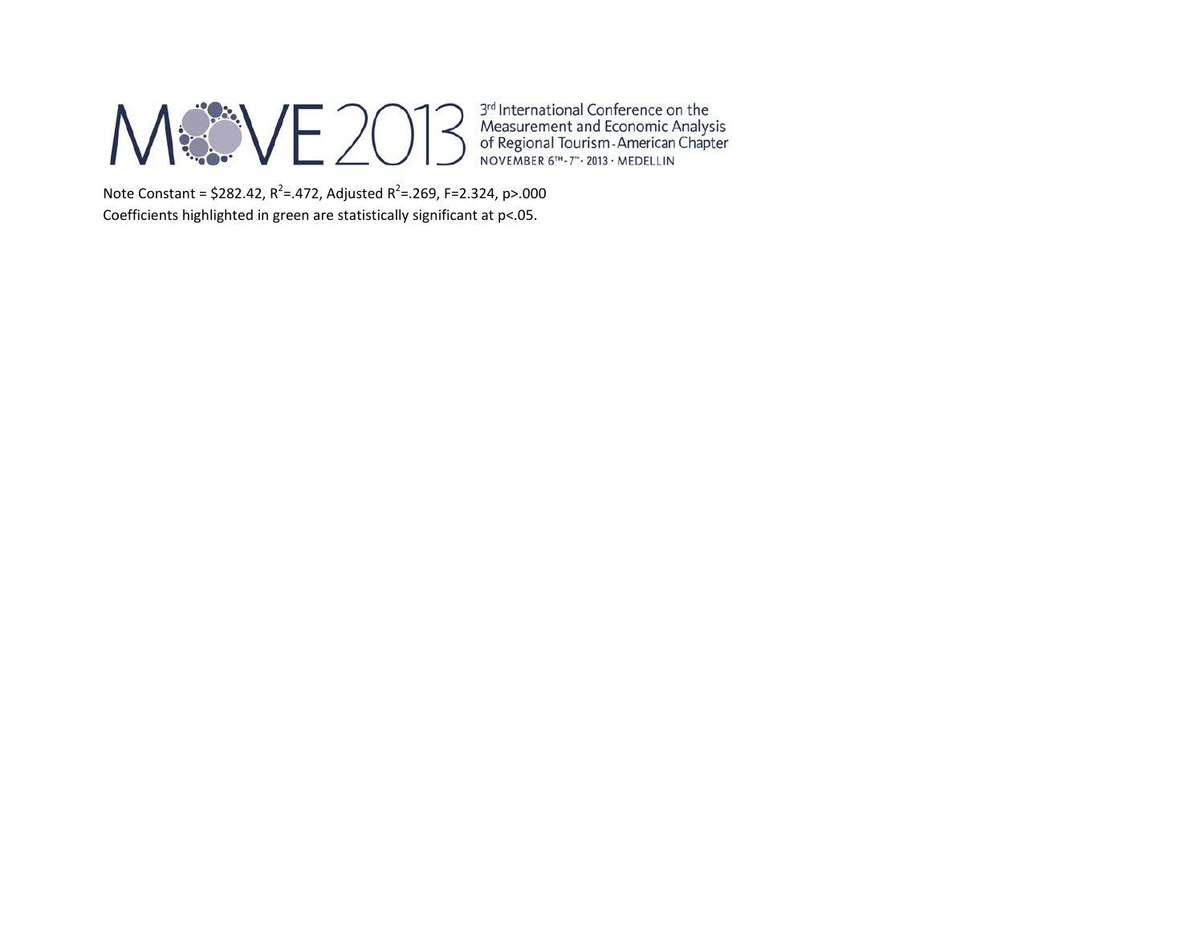Note Constant = $282.42, $R^2$=.472, Adjusted $R^2$=.269, F=2.324, p>.000

Coefficients highlighted in green are statistically significant at p<.05.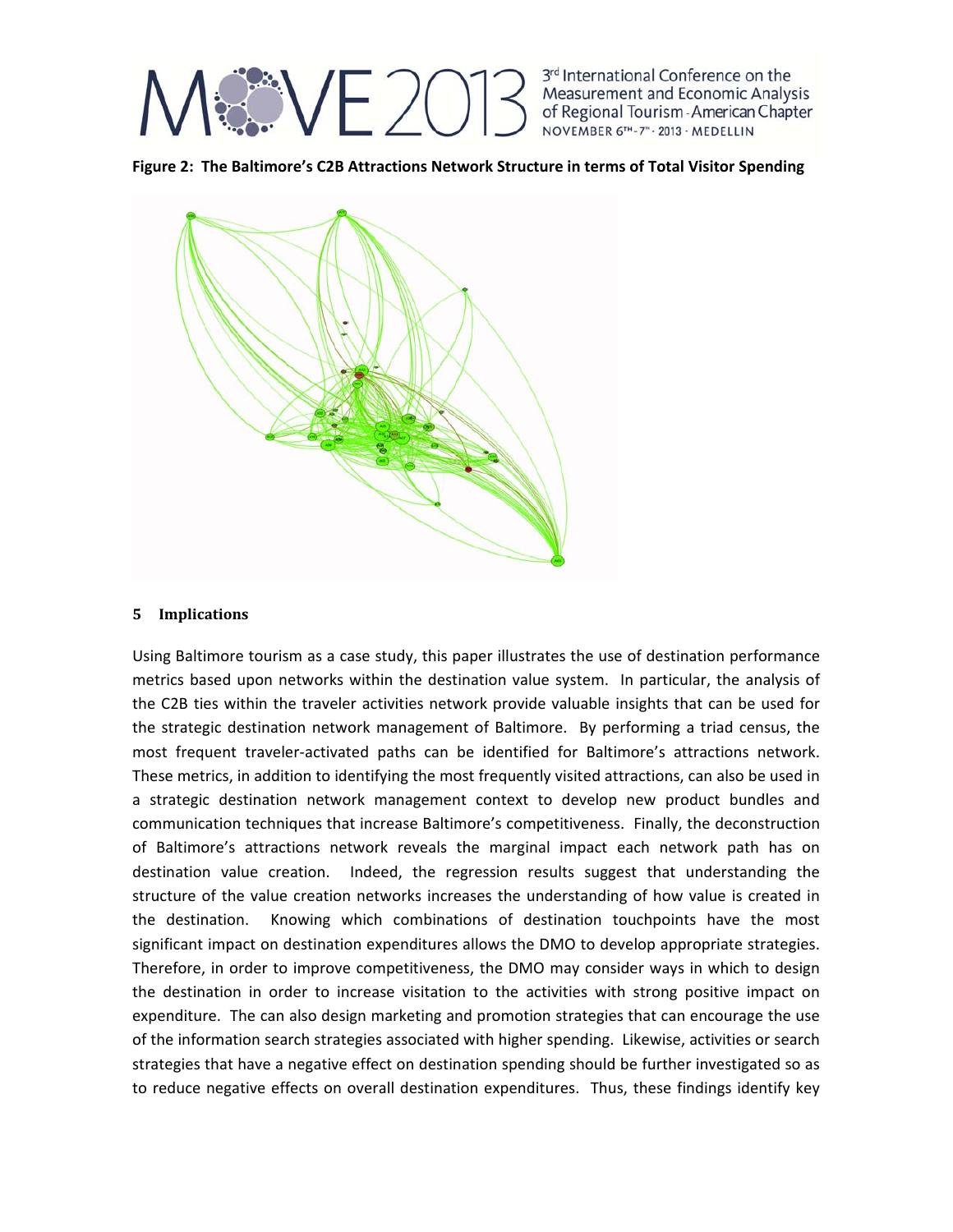**Figure 2: The Baltimore's C2B Attractions Network Structure in terms of Total Visitor Spending**

## 5 Implications

Using Baltimore tourism as a case study, this paper illustrates the use of destination performance metrics based upon networks within the destination value system. In particular, the analysis of the C2B ties within the traveler activities network provide valuable insights that can be used for the strategic destination network management of Baltimore. By performing a triad census, the most frequent traveler-activated paths can be identified for Baltimore's attractions network. These metrics, in addition to identifying the most frequently visited attractions, can also be used in a strategic destination network management context to develop new product bundles and communication techniques that increase Baltimore's competitiveness. Finally, the deconstruction of Baltimore's attractions network reveals the marginal impact each network path has on destination value creation. Indeed, the regression results suggest that understanding the structure of the value creation networks increases the understanding of how value is created in the destination. Knowing which combinations of destination touchpoints have the most significant impact on destination expenditures allows the DMO to develop appropriate strategies. Therefore, in order to improve competitiveness, the DMO may consider ways in which to design the destination in order to increase visitation to the activities with strong positive impact on expenditure. The can also design marketing and promotion strategies that can encourage the use of the information search strategies associated with higher spending. Likewise, activities or search strategies that have a negative effect on destination spending should be further investigated so as to reduce negative effects on overall destination expenditures. Thus, these findings identify key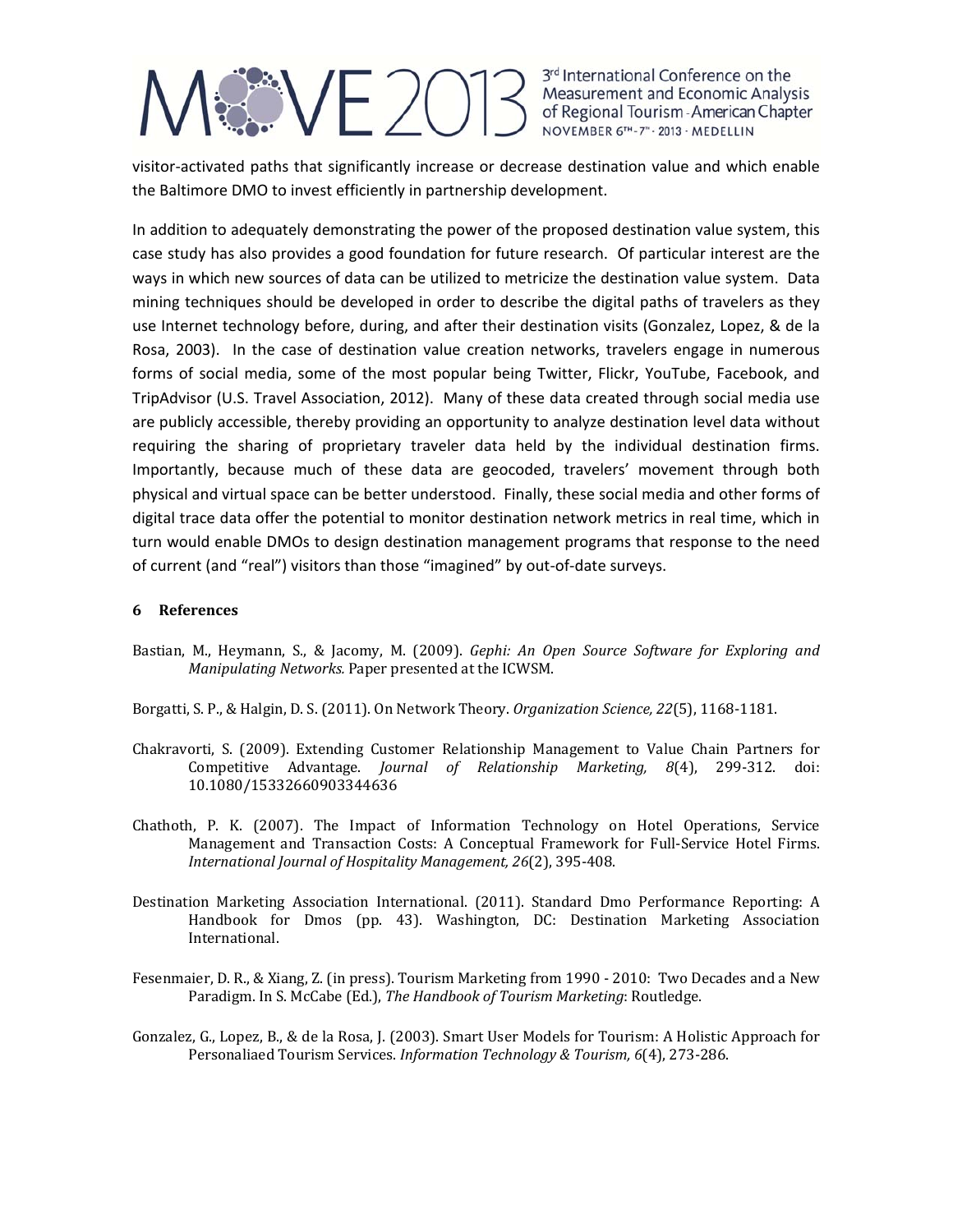visitor-activated paths that significantly increase or decrease destination value and which enable the Baltimore DMO to invest efficiently in partnership development.

In addition to adequately demonstrating the power of the proposed destination value system, this case study has also provides a good foundation for future research. Of particular interest are the ways in which new sources of data can be utilized to metricize the destination value system. Data mining techniques should be developed in order to describe the digital paths of travelers as they use Internet technology before, during, and after their destination visits (Gonzalez, Lopez, & de la Rosa, 2003). In the case of destination value creation networks, travelers engage in numerous forms of social media, some of the most popular being Twitter, Flickr, YouTube, Facebook, and TripAdvisor (U.S. Travel Association, 2012). Many of these data created through social media use are publicly accessible, thereby providing an opportunity to analyze destination level data without requiring the sharing of proprietary traveler data held by the individual destination firms. Importantly, because much of these data are geocoded, travelers' movement through both physical and virtual space can be better understood. Finally, these social media and other forms of digital trace data offer the potential to monitor destination network metrics in real time, which in turn would enable DMOs to design destination management programs that response to the need of current (and "real") visitors than those "imagined" by out-of-date surveys.

## 6 References

Bastian, M., Heymann, S., & Jacomy, M. (2009). *Gephi: An Open Source Software for Exploring and Manipulating Networks.* Paper presented at the ICWSM.

Borgatti, S. P., & Halgin, D. S. (2011). On Network Theory. *Organization Science, 22*(5), 1168-1181.

Chakravorti, S. (2009). Extending Customer Relationship Management to Value Chain Partners for Competitive Advantage. *Journal of Relationship Marketing, 8*(4), 299-312. doi: 10.1080/15332660903344636

Chathoth, P. K. (2007). The Impact of Information Technology on Hotel Operations, Service Management and Transaction Costs: A Conceptual Framework for Full-Service Hotel Firms. *International Journal of Hospitality Management, 26*(2), 395-408.

Destination Marketing Association International. (2011). Standard Dmo Performance Reporting: A Handbook for Dmos (pp. 43). Washington, DC: Destination Marketing Association International.

Fesenmaier, D. R., & Xiang, Z. (in press). Tourism Marketing from 1990 - 2010: Two Decades and a New Paradigm. In S. McCabe (Ed.), *The Handbook of Tourism Marketing*: Routledge.

Gonzalez, G., Lopez, B., & de la Rosa, J. (2003). Smart User Models for Tourism: A Holistic Approach for Personaliaed Tourism Services. *Information Technology & Tourism, 6*(4), 273-286.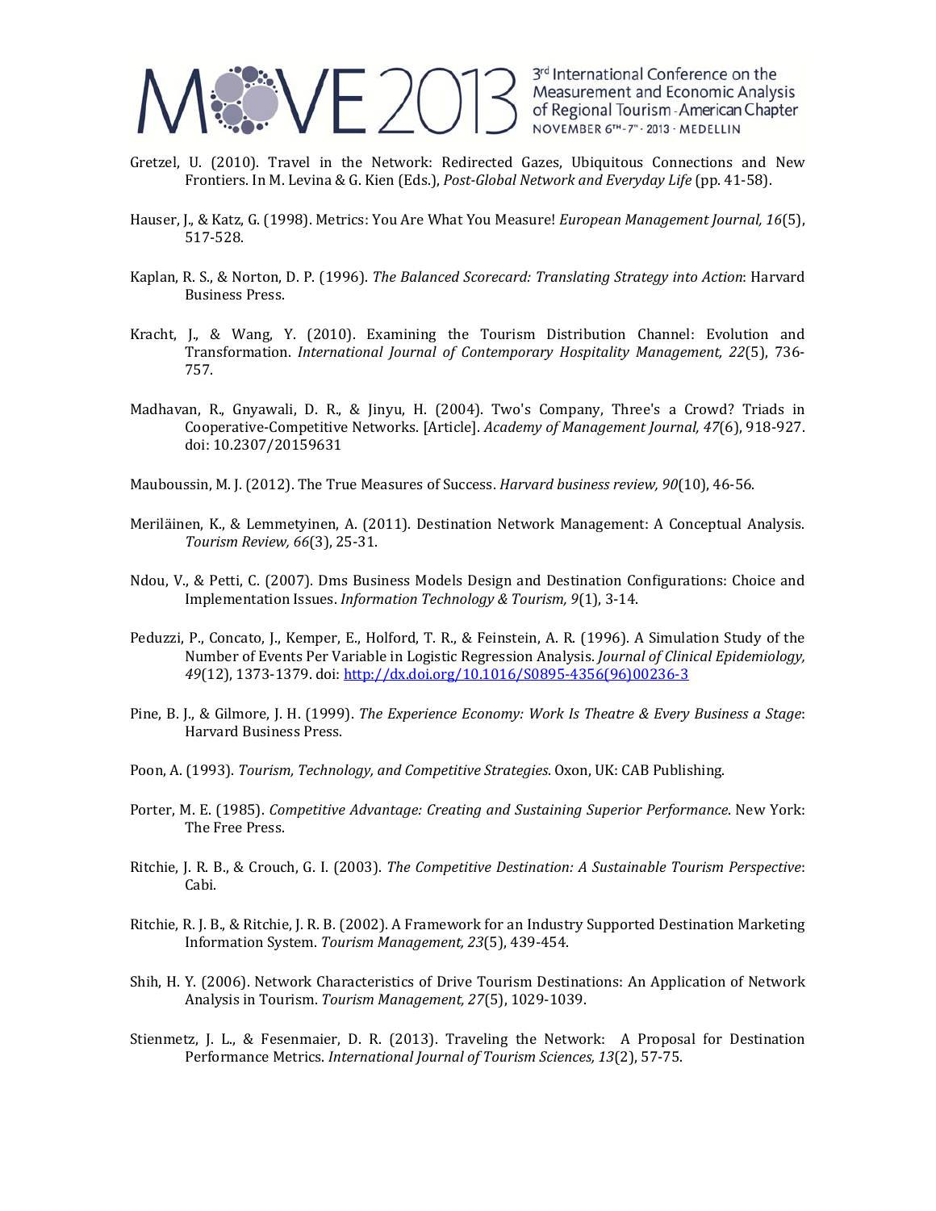Gretzel, U. (2010). Travel in the Network: Redirected Gazes, Ubiquitous Connections and New Frontiers. In M. Levina & G. Kien (Eds.), *Post-Global Network and Everyday Life* (pp. 41-58).

Hauser, J., & Katz, G. (1998). Metrics: You Are What You Measure! *European Management Journal, 16*(5), 517-528.

Kaplan, R. S., & Norton, D. P. (1996). *The Balanced Scorecard: Translating Strategy into Action*: Harvard Business Press.

Kracht, J., & Wang, Y. (2010). Examining the Tourism Distribution Channel: Evolution and Transformation. *International Journal of Contemporary Hospitality Management, 22*(5), 736-757.

Madhavan, R., Gnyawali, D. R., & Jinyu, H. (2004). Two's Company, Three's a Crowd? Triads in Cooperative-Competitive Networks. [Article]. *Academy of Management Journal, 47*(6), 918-927. doi: 10.2307/20159631

Mauboussin, M. J. (2012). The True Measures of Success. *Harvard business review, 90*(10), 46-56.

Meriläinen, K., & Lemmetyinen, A. (2011). Destination Network Management: A Conceptual Analysis. *Tourism Review, 66*(3), 25-31.

Ndou, V., & Petti, C. (2007). Dms Business Models Design and Destination Configurations: Choice and Implementation Issues. *Information Technology & Tourism, 9*(1), 3-14.

Peduzzi, P., Concato, J., Kemper, E., Holford, T. R., & Feinstein, A. R. (1996). A Simulation Study of the Number of Events Per Variable in Logistic Regression Analysis. *Journal of Clinical Epidemiology, 49*(12), 1373-1379. doi: http://dx.doi.org/10.1016/S0895-4356(96)00236-3

Pine, B. J., & Gilmore, J. H. (1999). *The Experience Economy: Work Is Theatre & Every Business a Stage*: Harvard Business Press.

Poon, A. (1993). *Tourism, Technology, and Competitive Strategies*. Oxon, UK: CAB Publishing.

Porter, M. E. (1985). *Competitive Advantage: Creating and Sustaining Superior Performance*. New York: The Free Press.

Ritchie, J. R. B., & Crouch, G. I. (2003). *The Competitive Destination: A Sustainable Tourism Perspective*: Cabi.

Ritchie, R. J. B., & Ritchie, J. R. B. (2002). A Framework for an Industry Supported Destination Marketing Information System. *Tourism Management, 23*(5), 439-454.

Shih, H. Y. (2006). Network Characteristics of Drive Tourism Destinations: An Application of Network Analysis in Tourism. *Tourism Management, 27*(5), 1029-1039.

Stienmetz, J. L., & Fesenmaier, D. R. (2013). Traveling the Network: A Proposal for Destination Performance Metrics. *International Journal of Tourism Sciences, 13*(2), 57-75.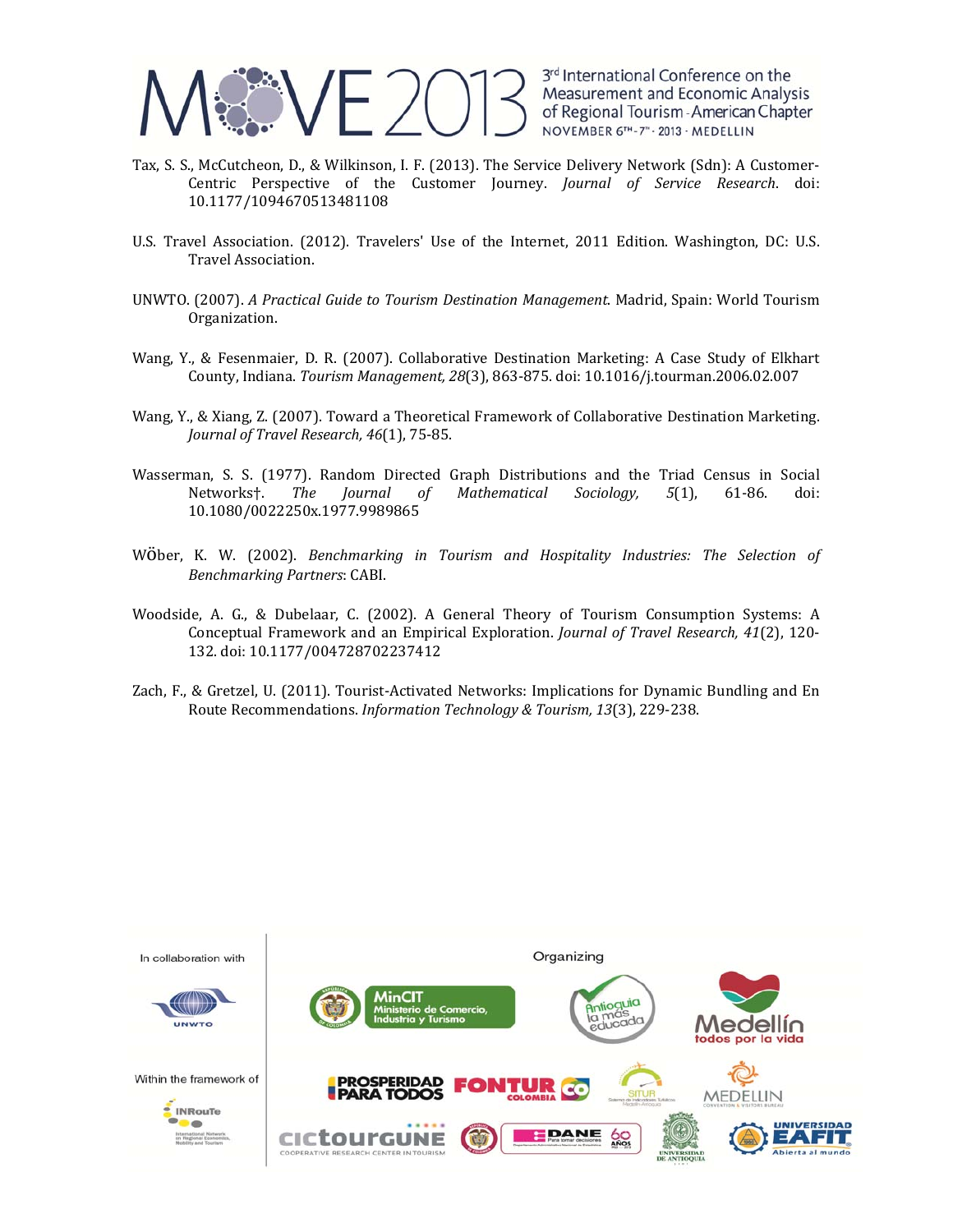Tax, S. S., McCutcheon, D., & Wilkinson, I. F. (2013). The Service Delivery Network (Sdn): A Customer-Centric Perspective of the Customer Journey. *Journal of Service Research*. doi: 10.1177/1094670513481108

U.S. Travel Association. (2012). Travelers' Use of the Internet, 2011 Edition. Washington, DC: U.S. Travel Association.

UNWTO. (2007). *A Practical Guide to Tourism Destination Management*. Madrid, Spain: World Tourism Organization.

Wang, Y., & Fesenmaier, D. R. (2007). Collaborative Destination Marketing: A Case Study of Elkhart County, Indiana. *Tourism Management, 28*(3), 863-875. doi: 10.1016/j.tourman.2006.02.007

Wang, Y., & Xiang, Z. (2007). Toward a Theoretical Framework of Collaborative Destination Marketing. *Journal of Travel Research, 46*(1), 75-85.

Wasserman, S. S. (1977). Random Directed Graph Distributions and the Triad Census in Social Networks†. *The Journal of Mathematical Sociology, 5*(1), 61-86. doi: 10.1080/0022250x.1977.9989865

WÖber, K. W. (2002). *Benchmarking in Tourism and Hospitality Industries: The Selection of Benchmarking Partners*: CABI.

Woodside, A. G., & Dubelaar, C. (2002). A General Theory of Tourism Consumption Systems: A Conceptual Framework and an Empirical Exploration. *Journal of Travel Research, 41*(2), 120-132. doi: 10.1177/004728702237412

Zach, F., & Gretzel, U. (2011). Tourist-Activated Networks: Implications for Dynamic Bundling and En Route Recommendations. *Information Technology & Tourism, 13*(3), 229-238.